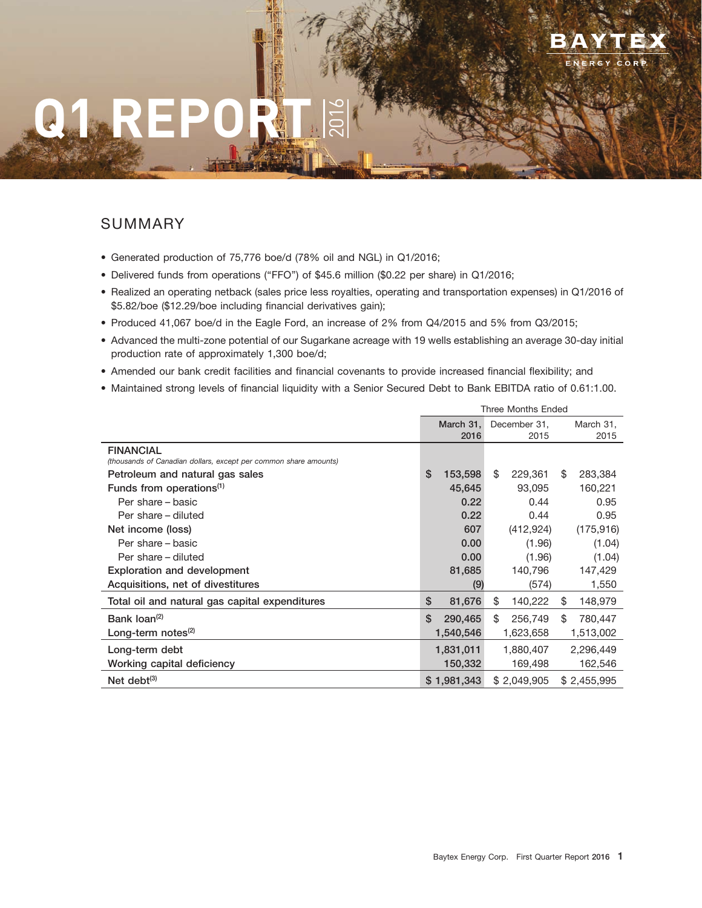# Q1 REPORT 2016

BAYTEX ENERGY CORP.

## SUMMARY

- Generated production of 75,776 boe/d (78% oil and NGL) in Q1/2016;
- Delivered funds from operations ("FFO") of $45.6 million ($0.22 per share) in Q1/2016;
- Realized an operating netback (sales price less royalties, operating and transportation expenses) in Q1/2016 of $5.82/boe ($12.29/boe including financial derivatives gain);
- Produced 41,067 boe/d in the Eagle Ford, an increase of 2% from Q4/2015 and 5% from Q3/2015;
- Advanced the multi-zone potential of our Sugarkane acreage with 19 wells establishing an average 30-day initial production rate of approximately 1,300 boe/d;
- Amended our bank credit facilities and financial covenants to provide increased financial flexibility; and
- Maintained strong levels of financial liquidity with a Senior Secured Debt to Bank EBITDA ratio of 0.61:1.00.

| | Three Months Ended | | |
|---|---|---|---|
| | March 31, 2016 | December 31, 2015 | March 31, 2015 |
| **FINANCIAL** *(thousands of Canadian dollars, except per common share amounts)* | | | |
| Petroleum and natural gas sales | $ 153,598 | $ 229,361 | $ 283,384 |
| Funds from operations[1] | 45,645 | 93,095 | 160,221 |
| Per share – basic | 0.22 | 0.44 | 0.95 |
| Per share – diluted | 0.22 | 0.44 | 0.95 |
| Net income (loss) | 607 | (412,924) | (175,916) |
| Per share – basic | 0.00 | (1.96) | (1.04) |
| Per share – diluted | 0.00 | (1.96) | (1.04) |
| Exploration and development | 81,685 | 140,796 | 147,429 |
| Acquisitions, net of divestitures | (9) | (574) | 1,550 |
| Total oil and natural gas capital expenditures | $ 81,676 | $ 140,222 | $ 148,979 |
| Bank loan[2] | $ 290,465 | $ 256,749 | $ 780,447 |
| Long-term notes[2] | 1,540,546 | 1,623,658 | 1,513,002 |
| Long-term debt | 1,831,011 | 1,880,407 | 2,296,449 |
| Working capital deficiency | 150,332 | 169,498 | 162,546 |
| Net debt[3] | $ 1,981,343 | $ 2,049,905 | $ 2,455,995 |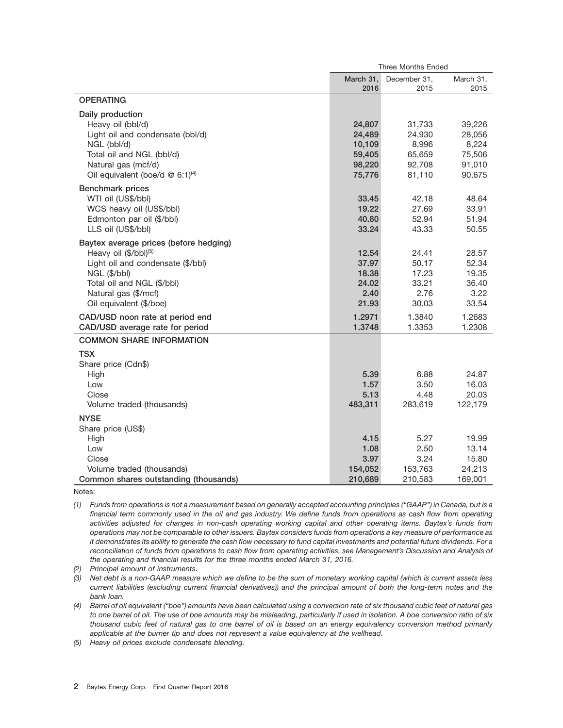| | Three Months Ended | | |
|---|---|---|---|
| | **March 31, 2016** | December 31, 2015 | March 31, 2015 |
| **OPERATING** | | | |
| **Daily production** | | | |
| Heavy oil (bbl/d) | **24,807** | 31,733 | 39,226 |
| Light oil and condensate (bbl/d) | **24,489** | 24,930 | 28,056 |
| NGL (bbl/d) | **10,109** | 8,996 | 8,224 |
| Total oil and NGL (bbl/d) | **59,405** | 65,659 | 75,506 |
| Natural gas (mcf/d) | **98,220** | 92,708 | 91,010 |
| Oil equivalent (boe/d @ 6:1)[4] | **75,776** | 81,110 | 90,675 |
| **Benchmark prices** | | | |
| WTI oil (US$/bbl) | **33.45** | 42.18 | 48.64 |
| WCS heavy oil (US$/bbl) | **19.22** | 27.69 | 33.91 |
| Edmonton par oil ($/bbl) | **40.80** | 52.94 | 51.94 |
| LLS oil (US$/bbl) | **33.24** | 43.33 | 50.55 |
| **Baytex average prices (before hedging)** | | | |
| Heavy oil ($/bbl)[5] | **12.54** | 24.41 | 28.57 |
| Light oil and condensate ($/bbl) | **37.97** | 50.17 | 52.34 |
| NGL ($/bbl) | **18.38** | 17.23 | 19.35 |
| Total oil and NGL ($/bbl) | **24.02** | 33.21 | 36.40 |
| Natural gas ($/mcf) | **2.40** | 2.76 | 3.22 |
| Oil equivalent ($/boe) | **21.93** | 30.03 | 33.54 |
| **CAD/USD noon rate at period end** | **1.2971** | 1.3840 | 1.2683 |
| **CAD/USD average rate for period** | **1.3748** | 1.3353 | 1.2308 |
| **COMMON SHARE INFORMATION** | | | |
| **TSX** | | | |
| Share price (Cdn$) | | | |
| High | **5.39** | 6.88 | 24.87 |
| Low | **1.57** | 3.50 | 16.03 |
| Close | **5.13** | 4.48 | 20.03 |
| Volume traded (thousands) | **483,311** | 283,619 | 122,179 |
| **NYSE** | | | |
| Share price (US$) | | | |
| High | **4.15** | 5.27 | 19.99 |
| Low | **1.08** | 2.50 | 13.14 |
| Close | **3.97** | 3.24 | 15.80 |
| Volume traded (thousands) | **154,052** | 153,763 | 24,213 |
| **Common shares outstanding (thousands)** | **210,689** | 210,583 | 169,001 |

Notes:

(1) *Funds from operations is not a measurement based on generally accepted accounting principles ("GAAP") in Canada, but is a financial term commonly used in the oil and gas industry. We define funds from operations as cash flow from operating activities adjusted for changes in non-cash operating working capital and other operating items. Baytex's funds from operations may not be comparable to other issuers. Baytex considers funds from operations a key measure of performance as it demonstrates its ability to generate the cash flow necessary to fund capital investments and potential future dividends. For a reconciliation of funds from operations to cash flow from operating activities, see Management's Discussion and Analysis of the operating and financial results for the three months ended March 31, 2016.*

(2) *Principal amount of instruments.*

(3) *Net debt is a non-GAAP measure which we define to be the sum of monetary working capital (which is current assets less current liabilities (excluding current financial derivatives)) and the principal amount of both the long-term notes and the bank loan.*

(4) *Barrel of oil equivalent ("boe") amounts have been calculated using a conversion rate of six thousand cubic feet of natural gas to one barrel of oil. The use of boe amounts may be misleading, particularly if used in isolation. A boe conversion ratio of six thousand cubic feet of natural gas to one barrel of oil is based on an energy equivalency conversion method primarily applicable at the burner tip and does not represent a value equivalency at the wellhead.*

(5) *Heavy oil prices exclude condensate blending.*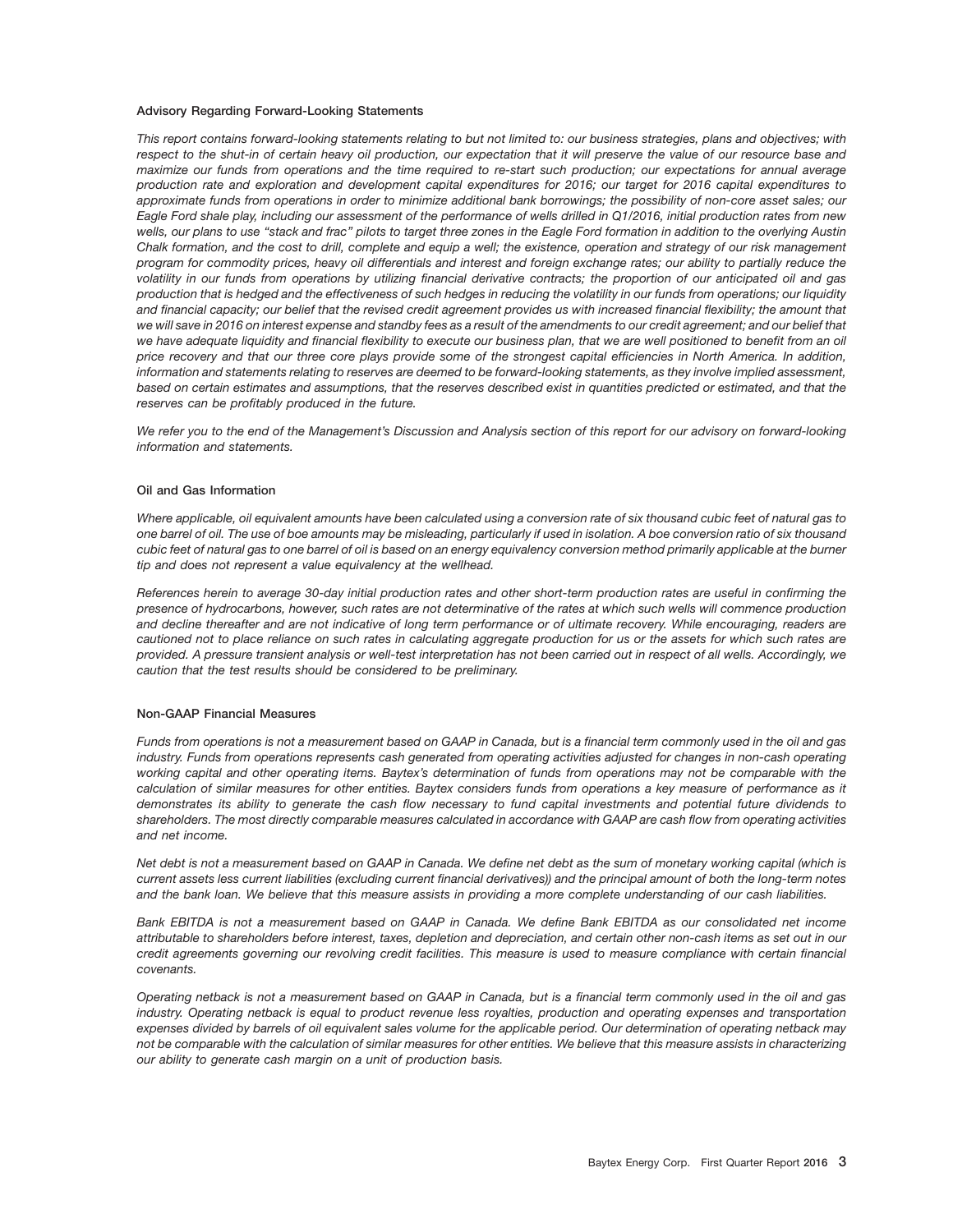**Advisory Regarding Forward-Looking Statements**

*This report contains forward-looking statements relating to but not limited to: our business strategies, plans and objectives; with respect to the shut-in of certain heavy oil production, our expectation that it will preserve the value of our resource base and maximize our funds from operations and the time required to re-start such production; our expectations for annual average production rate and exploration and development capital expenditures for 2016; our target for 2016 capital expenditures to approximate funds from operations in order to minimize additional bank borrowings; the possibility of non-core asset sales; our Eagle Ford shale play, including our assessment of the performance of wells drilled in Q1/2016, initial production rates from new wells, our plans to use "stack and frac" pilots to target three zones in the Eagle Ford formation in addition to the overlying Austin Chalk formation, and the cost to drill, complete and equip a well; the existence, operation and strategy of our risk management program for commodity prices, heavy oil differentials and interest and foreign exchange rates; our ability to partially reduce the volatility in our funds from operations by utilizing financial derivative contracts; the proportion of our anticipated oil and gas production that is hedged and the effectiveness of such hedges in reducing the volatility in our funds from operations; our liquidity and financial capacity; our belief that the revised credit agreement provides us with increased financial flexibility; the amount that we will save in 2016 on interest expense and standby fees as a result of the amendments to our credit agreement; and our belief that we have adequate liquidity and financial flexibility to execute our business plan, that we are well positioned to benefit from an oil price recovery and that our three core plays provide some of the strongest capital efficiencies in North America. In addition, information and statements relating to reserves are deemed to be forward-looking statements, as they involve implied assessment, based on certain estimates and assumptions, that the reserves described exist in quantities predicted or estimated, and that the reserves can be profitably produced in the future.*

*We refer you to the end of the Management's Discussion and Analysis section of this report for our advisory on forward-looking information and statements.*

**Oil and Gas Information**

*Where applicable, oil equivalent amounts have been calculated using a conversion rate of six thousand cubic feet of natural gas to one barrel of oil. The use of boe amounts may be misleading, particularly if used in isolation. A boe conversion ratio of six thousand cubic feet of natural gas to one barrel of oil is based on an energy equivalency conversion method primarily applicable at the burner tip and does not represent a value equivalency at the wellhead.*

*References herein to average 30-day initial production rates and other short-term production rates are useful in confirming the presence of hydrocarbons, however, such rates are not determinative of the rates at which such wells will commence production and decline thereafter and are not indicative of long term performance or of ultimate recovery. While encouraging, readers are cautioned not to place reliance on such rates in calculating aggregate production for us or the assets for which such rates are provided. A pressure transient analysis or well-test interpretation has not been carried out in respect of all wells. Accordingly, we caution that the test results should be considered to be preliminary.*

**Non-GAAP Financial Measures**

*Funds from operations is not a measurement based on GAAP in Canada, but is a financial term commonly used in the oil and gas industry. Funds from operations represents cash generated from operating activities adjusted for changes in non-cash operating working capital and other operating items. Baytex's determination of funds from operations may not be comparable with the calculation of similar measures for other entities. Baytex considers funds from operations a key measure of performance as it demonstrates its ability to generate the cash flow necessary to fund capital investments and potential future dividends to shareholders. The most directly comparable measures calculated in accordance with GAAP are cash flow from operating activities and net income.*

*Net debt is not a measurement based on GAAP in Canada. We define net debt as the sum of monetary working capital (which is current assets less current liabilities (excluding current financial derivatives)) and the principal amount of both the long-term notes and the bank loan. We believe that this measure assists in providing a more complete understanding of our cash liabilities.*

*Bank EBITDA is not a measurement based on GAAP in Canada. We define Bank EBITDA as our consolidated net income attributable to shareholders before interest, taxes, depletion and depreciation, and certain other non-cash items as set out in our credit agreements governing our revolving credit facilities. This measure is used to measure compliance with certain financial covenants.*

*Operating netback is not a measurement based on GAAP in Canada, but is a financial term commonly used in the oil and gas industry. Operating netback is equal to product revenue less royalties, production and operating expenses and transportation expenses divided by barrels of oil equivalent sales volume for the applicable period. Our determination of operating netback may not be comparable with the calculation of similar measures for other entities. We believe that this measure assists in characterizing our ability to generate cash margin on a unit of production basis.*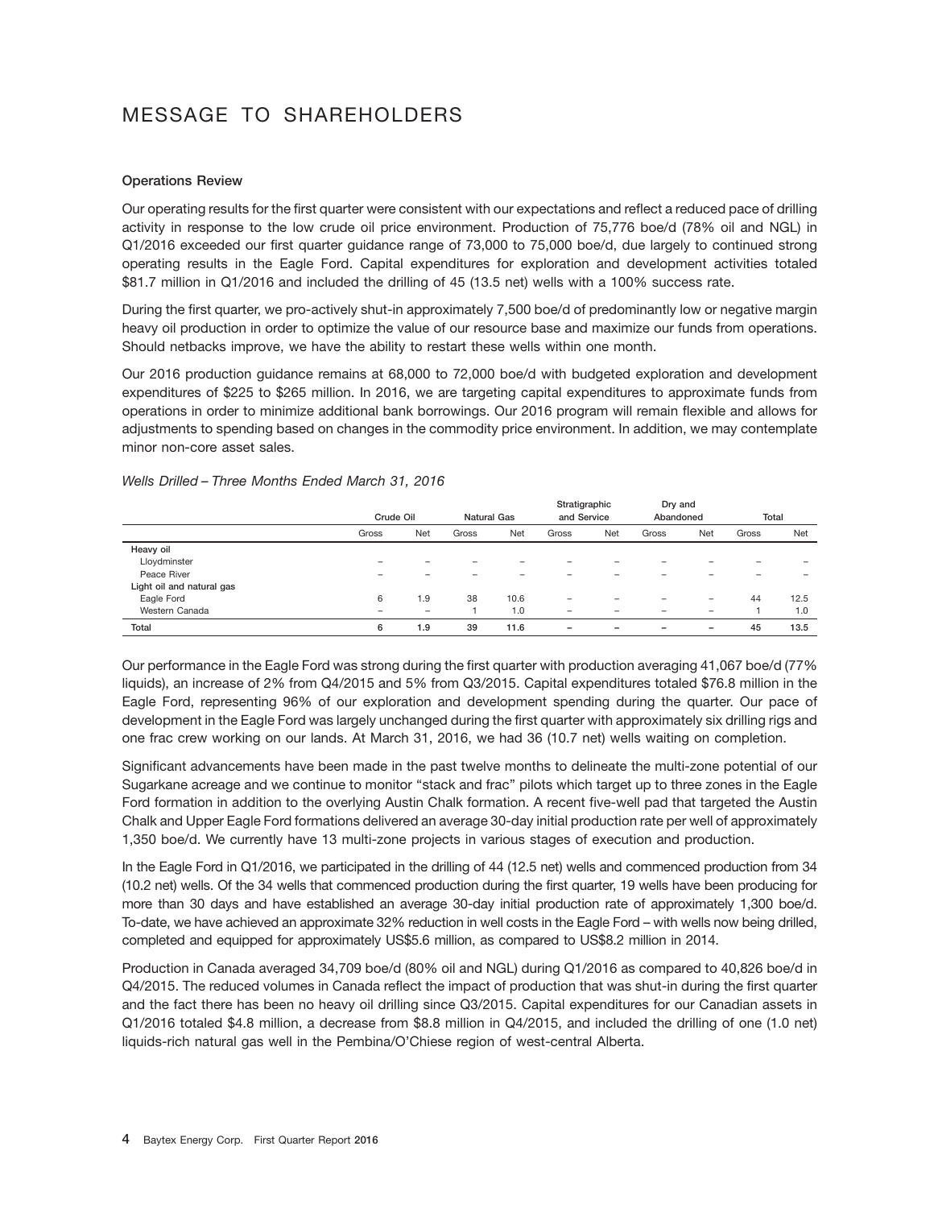# MESSAGE TO SHAREHOLDERS

**Operations Review**

Our operating results for the first quarter were consistent with our expectations and reflect a reduced pace of drilling activity in response to the low crude oil price environment. Production of 75,776 boe/d (78% oil and NGL) in Q1/2016 exceeded our first quarter guidance range of 73,000 to 75,000 boe/d, due largely to continued strong operating results in the Eagle Ford. Capital expenditures for exploration and development activities totaled $81.7 million in Q1/2016 and included the drilling of 45 (13.5 net) wells with a 100% success rate.

During the first quarter, we pro-actively shut-in approximately 7,500 boe/d of predominantly low or negative margin heavy oil production in order to optimize the value of our resource base and maximize our funds from operations. Should netbacks improve, we have the ability to restart these wells within one month.

Our 2016 production guidance remains at 68,000 to 72,000 boe/d with budgeted exploration and development expenditures of $225 to $265 million. In 2016, we are targeting capital expenditures to approximate funds from operations in order to minimize additional bank borrowings. Our 2016 program will remain flexible and allows for adjustments to spending based on changes in the commodity price environment. In addition, we may contemplate minor non-core asset sales.

*Wells Drilled – Three Months Ended March 31, 2016*

| | Crude Oil | | Natural Gas | | Stratigraphic and Service | | Dry and Abandoned | | Total | |
|---|---|---|---|---|---|---|---|---|---|---|
| | Gross | Net | Gross | Net | Gross | Net | Gross | Net | Gross | Net |
| **Heavy oil** | | | | | | | | | | |
| Lloydminster | – | – | – | – | – | – | – | – | – | – |
| Peace River | – | – | – | – | – | – | – | – | – | – |
| **Light oil and natural gas** | | | | | | | | | | |
| Eagle Ford | 6 | 1.9 | 38 | 10.6 | – | – | – | – | 44 | 12.5 |
| Western Canada | – | – | 1 | 1.0 | – | – | – | – | 1 | 1.0 |
| **Total** | **6** | **1.9** | **39** | **11.6** | **–** | **–** | **–** | **–** | **45** | **13.5** |

Our performance in the Eagle Ford was strong during the first quarter with production averaging 41,067 boe/d (77% liquids), an increase of 2% from Q4/2015 and 5% from Q3/2015. Capital expenditures totaled $76.8 million in the Eagle Ford, representing 96% of our exploration and development spending during the quarter. Our pace of development in the Eagle Ford was largely unchanged during the first quarter with approximately six drilling rigs and one frac crew working on our lands. At March 31, 2016, we had 36 (10.7 net) wells waiting on completion.

Significant advancements have been made in the past twelve months to delineate the multi-zone potential of our Sugarkane acreage and we continue to monitor "stack and frac" pilots which target up to three zones in the Eagle Ford formation in addition to the overlying Austin Chalk formation. A recent five-well pad that targeted the Austin Chalk and Upper Eagle Ford formations delivered an average 30-day initial production rate per well of approximately 1,350 boe/d. We currently have 13 multi-zone projects in various stages of execution and production.

In the Eagle Ford in Q1/2016, we participated in the drilling of 44 (12.5 net) wells and commenced production from 34 (10.2 net) wells. Of the 34 wells that commenced production during the first quarter, 19 wells have been producing for more than 30 days and have established an average 30-day initial production rate of approximately 1,300 boe/d. To-date, we have achieved an approximate 32% reduction in well costs in the Eagle Ford – with wells now being drilled, completed and equipped for approximately US$5.6 million, as compared to US$8.2 million in 2014.

Production in Canada averaged 34,709 boe/d (80% oil and NGL) during Q1/2016 as compared to 40,826 boe/d in Q4/2015. The reduced volumes in Canada reflect the impact of production that was shut-in during the first quarter and the fact there has been no heavy oil drilling since Q3/2015. Capital expenditures for our Canadian assets in Q1/2016 totaled $4.8 million, a decrease from $8.8 million in Q4/2015, and included the drilling of one (1.0 net) liquids-rich natural gas well in the Pembina/O'Chiese region of west-central Alberta.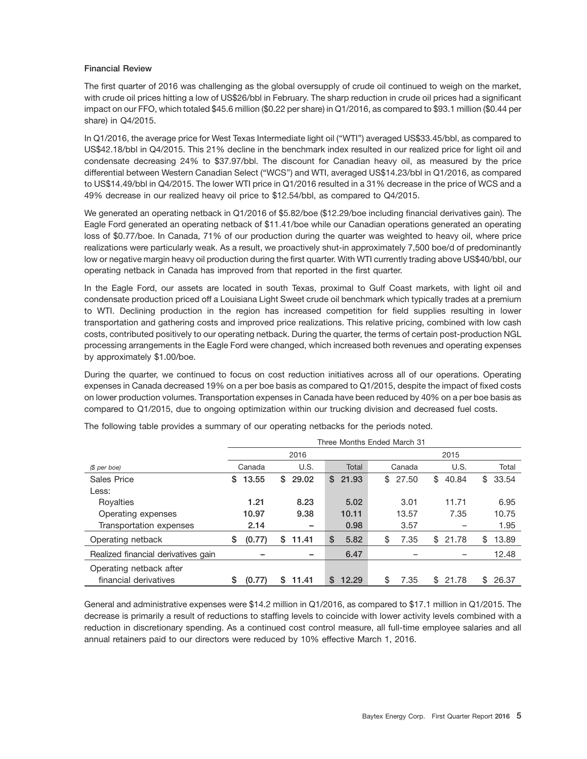### Financial Review

The first quarter of 2016 was challenging as the global oversupply of crude oil continued to weigh on the market, with crude oil prices hitting a low of US$26/bbl in February. The sharp reduction in crude oil prices had a significant impact on our FFO, which totaled $45.6 million ($0.22 per share) in Q1/2016, as compared to $93.1 million ($0.44 per share) in Q4/2015.

In Q1/2016, the average price for West Texas Intermediate light oil ("WTI") averaged US$33.45/bbl, as compared to US$42.18/bbl in Q4/2015. This 21% decline in the benchmark index resulted in our realized price for light oil and condensate decreasing 24% to $37.97/bbl. The discount for Canadian heavy oil, as measured by the price differential between Western Canadian Select ("WCS") and WTI, averaged US$14.23/bbl in Q1/2016, as compared to US$14.49/bbl in Q4/2015. The lower WTI price in Q1/2016 resulted in a 31% decrease in the price of WCS and a 49% decrease in our realized heavy oil price to $12.54/bbl, as compared to Q4/2015.

We generated an operating netback in Q1/2016 of $5.82/boe ($12.29/boe including financial derivatives gain). The Eagle Ford generated an operating netback of $11.41/boe while our Canadian operations generated an operating loss of $0.77/boe. In Canada, 71% of our production during the quarter was weighted to heavy oil, where price realizations were particularly weak. As a result, we proactively shut-in approximately 7,500 boe/d of predominantly low or negative margin heavy oil production during the first quarter. With WTI currently trading above US$40/bbl, our operating netback in Canada has improved from that reported in the first quarter.

In the Eagle Ford, our assets are located in south Texas, proximal to Gulf Coast markets, with light oil and condensate production priced off a Louisiana Light Sweet crude oil benchmark which typically trades at a premium to WTI. Declining production in the region has increased competition for field supplies resulting in lower transportation and gathering costs and improved price realizations. This relative pricing, combined with low cash costs, contributed positively to our operating netback. During the quarter, the terms of certain post-production NGL processing arrangements in the Eagle Ford were changed, which increased both revenues and operating expenses by approximately $1.00/boe.

During the quarter, we continued to focus on cost reduction initiatives across all of our operations. Operating expenses in Canada decreased 19% on a per boe basis as compared to Q1/2015, despite the impact of fixed costs on lower production volumes. Transportation expenses in Canada have been reduced by 40% on a per boe basis as compared to Q1/2015, due to ongoing optimization within our trucking division and decreased fuel costs.

The following table provides a summary of our operating netbacks for the periods noted.

| | Three Months Ended March 31 | | | | | |
|---|---|---|---|---|---|---|
| | 2016 | | | 2015 | | |
| *($ per boe)* | Canada | U.S. | Total | Canada | U.S. | Total |
| Sales Price | $ 13.55 | $ 29.02 | $ 21.93 | $ 27.50 | $ 40.84 | $ 33.54 |
| Less: | | | | | | |
| Royalties | 1.21 | 8.23 | 5.02 | 3.01 | 11.71 | 6.95 |
| Operating expenses | 10.97 | 9.38 | 10.11 | 13.57 | 7.35 | 10.75 |
| Transportation expenses | 2.14 | – | 0.98 | 3.57 | – | 1.95 |
| Operating netback | $ (0.77) | $ 11.41 | $ 5.82 | $ 7.35 | $ 21.78 | $ 13.89 |
| Realized financial derivatives gain | – | – | 6.47 | – | – | 12.48 |
| Operating netback after financial derivatives | $ (0.77) | $ 11.41 | $ 12.29 | $ 7.35 | $ 21.78 | $ 26.37 |

General and administrative expenses were $14.2 million in Q1/2016, as compared to $17.1 million in Q1/2015. The decrease is primarily a result of reductions to staffing levels to coincide with lower activity levels combined with a reduction in discretionary spending. As a continued cost control measure, all full-time employee salaries and all annual retainers paid to our directors were reduced by 10% effective March 1, 2016.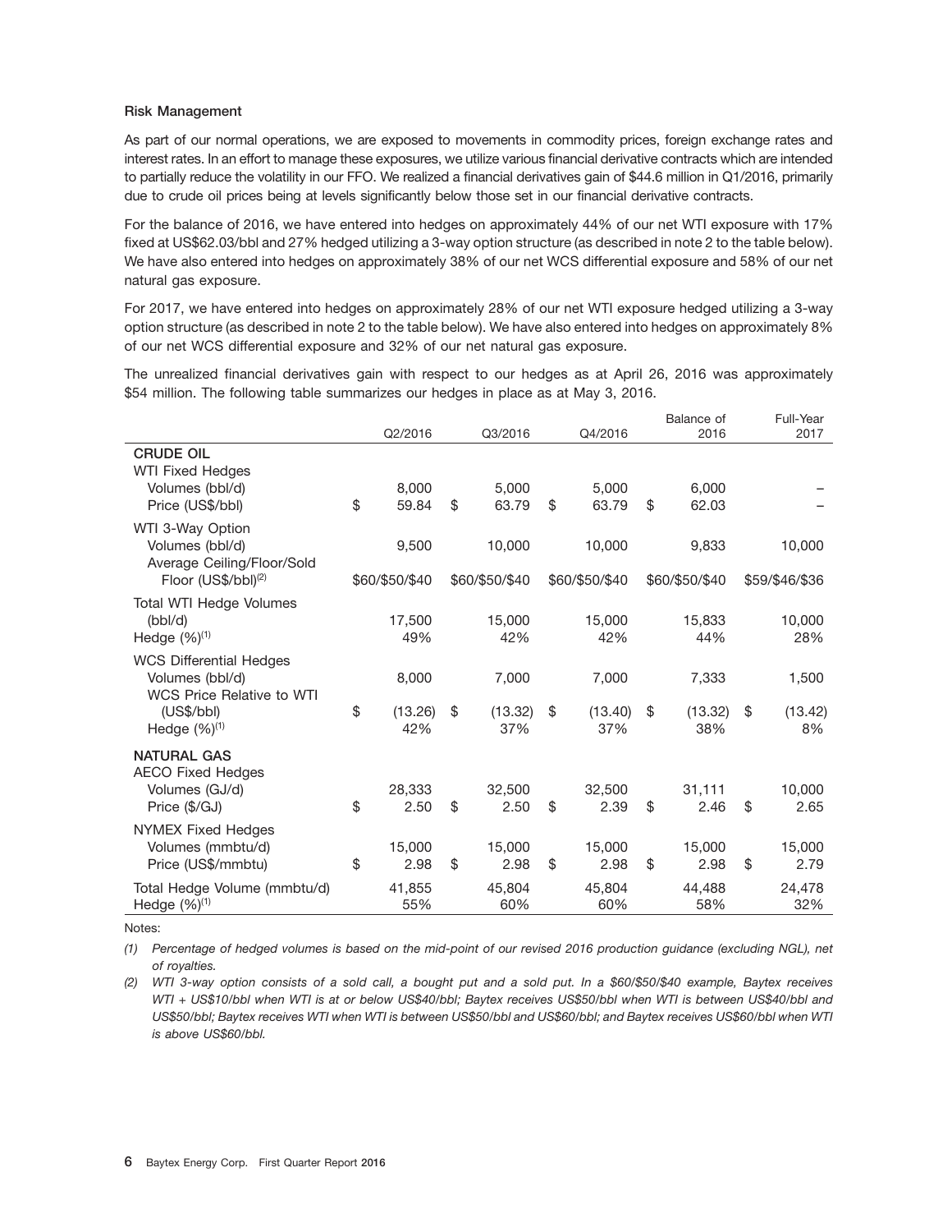**Risk Management**

As part of our normal operations, we are exposed to movements in commodity prices, foreign exchange rates and interest rates. In an effort to manage these exposures, we utilize various financial derivative contracts which are intended to partially reduce the volatility in our FFO. We realized a financial derivatives gain of $44.6 million in Q1/2016, primarily due to crude oil prices being at levels significantly below those set in our financial derivative contracts.

For the balance of 2016, we have entered into hedges on approximately 44% of our net WTI exposure with 17% fixed at US$62.03/bbl and 27% hedged utilizing a 3-way option structure (as described in note 2 to the table below). We have also entered into hedges on approximately 38% of our net WCS differential exposure and 58% of our net natural gas exposure.

For 2017, we have entered into hedges on approximately 28% of our net WTI exposure hedged utilizing a 3-way option structure (as described in note 2 to the table below). We have also entered into hedges on approximately 8% of our net WCS differential exposure and 32% of our net natural gas exposure.

The unrealized financial derivatives gain with respect to our hedges as at April 26, 2016 was approximately $54 million. The following table summarizes our hedges in place as at May 3, 2016.

| | Q2/2016 | Q3/2016 | Q4/2016 | Balance of 2016 | Full-Year 2017 |
|---|---|---|---|---|---|
| **CRUDE OIL** | | | | | |
| WTI Fixed Hedges | | | | | |
| Volumes (bbl/d) | 8,000 | 5,000 | 5,000 | 6,000 | – |
| Price (US$/bbl) | $ 59.84 | $ 63.79 | $ 63.79 | $ 62.03 | – |
| WTI 3-Way Option | | | | | |
| Volumes (bbl/d) | 9,500 | 10,000 | 10,000 | 9,833 | 10,000 |
| Average Ceiling/Floor/Sold Floor (US$/bbl)[(2)] | $60/$50/$40 | $60/$50/$40 | $60/$50/$40 | $60/$50/$40 | $59/$46/$36 |
| Total WTI Hedge Volumes (bbl/d) | 17,500 | 15,000 | 15,000 | 15,833 | 10,000 |
| Hedge (%)[(1)] | 49% | 42% | 42% | 44% | 28% |
| WCS Differential Hedges | | | | | |
| Volumes (bbl/d) | 8,000 | 7,000 | 7,000 | 7,333 | 1,500 |
| WCS Price Relative to WTI (US$/bbl) | $ (13.26) | $ (13.32) | $ (13.40) | $ (13.32) | $ (13.42) |
| Hedge (%)[(1)] | 42% | 37% | 37% | 38% | 8% |
| **NATURAL GAS** | | | | | |
| AECO Fixed Hedges | | | | | |
| Volumes (GJ/d) | 28,333 | 32,500 | 32,500 | 31,111 | 10,000 |
| Price ($/GJ) | $ 2.50 | $ 2.50 | $ 2.39 | $ 2.46 | $ 2.65 |
| NYMEX Fixed Hedges | | | | | |
| Volumes (mmbtu/d) | 15,000 | 15,000 | 15,000 | 15,000 | 15,000 |
| Price (US$/mmbtu) | $ 2.98 | $ 2.98 | $ 2.98 | $ 2.98 | $ 2.79 |
| Total Hedge Volume (mmbtu/d) | 41,855 | 45,804 | 45,804 | 44,488 | 24,478 |
| Hedge (%)[(1)] | 55% | 60% | 60% | 58% | 32% |

Notes:

*(1) Percentage of hedged volumes is based on the mid-point of our revised 2016 production guidance (excluding NGL), net of royalties.*

*(2) WTI 3-way option consists of a sold call, a bought put and a sold put. In a $60/$50/$40 example, Baytex receives WTI + US$10/bbl when WTI is at or below US$40/bbl; Baytex receives US$50/bbl when WTI is between US$40/bbl and US$50/bbl; Baytex receives WTI when WTI is between US$50/bbl and US$60/bbl; and Baytex receives US$60/bbl when WTI is above US$60/bbl.*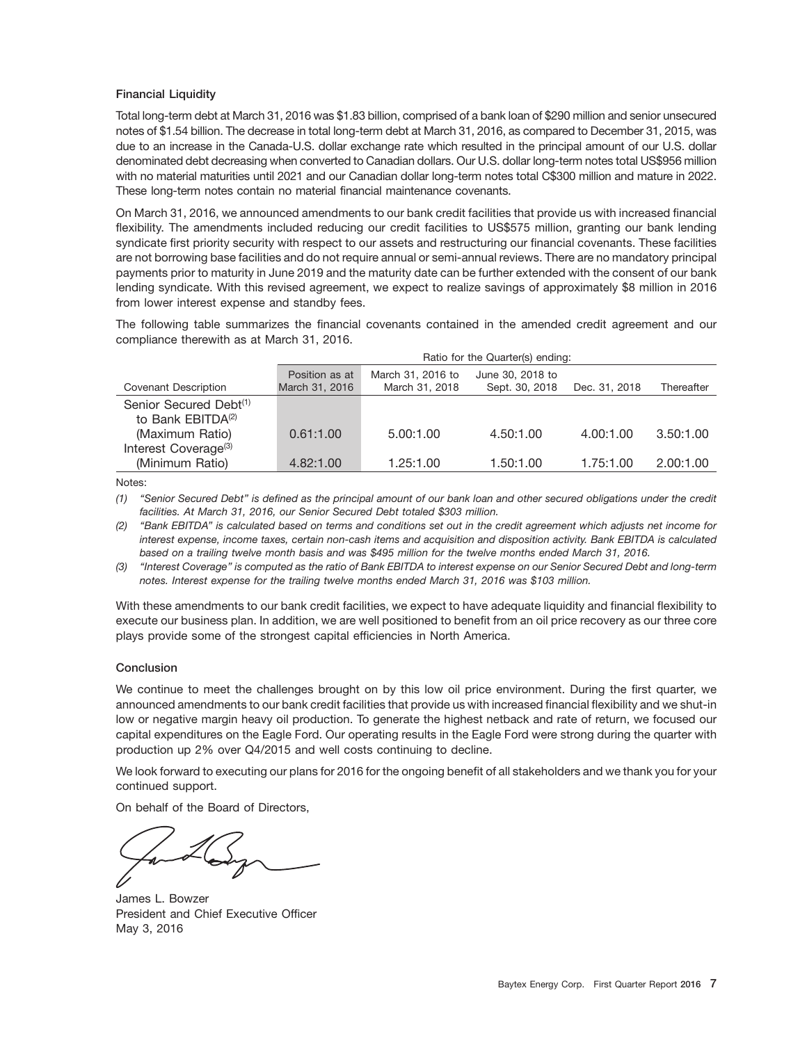### Financial Liquidity

Total long-term debt at March 31, 2016 was $1.83 billion, comprised of a bank loan of $290 million and senior unsecured notes of $1.54 billion. The decrease in total long-term debt at March 31, 2016, as compared to December 31, 2015, was due to an increase in the Canada-U.S. dollar exchange rate which resulted in the principal amount of our U.S. dollar denominated debt decreasing when converted to Canadian dollars. Our U.S. dollar long-term notes total US$956 million with no material maturities until 2021 and our Canadian dollar long-term notes total C$300 million and mature in 2022. These long-term notes contain no material financial maintenance covenants.

On March 31, 2016, we announced amendments to our bank credit facilities that provide us with increased financial flexibility. The amendments included reducing our credit facilities to US$575 million, granting our bank lending syndicate first priority security with respect to our assets and restructuring our financial covenants. These facilities are not borrowing base facilities and do not require annual or semi-annual reviews. There are no mandatory principal payments prior to maturity in June 2019 and the maturity date can be further extended with the consent of our bank lending syndicate. With this revised agreement, we expect to realize savings of approximately $8 million in 2016 from lower interest expense and standby fees.

The following table summarizes the financial covenants contained in the amended credit agreement and our compliance therewith as at March 31, 2016.

| | | Ratio for the Quarter(s) ending: | | | |
|---|---|---|---|---|---|
| Covenant Description | Position as at March 31, 2016 | March 31, 2016 to March 31, 2018 | June 30, 2018 to Sept. 30, 2018 | Dec. 31, 2018 | Thereafter |
| Senior Secured Debt[(1)] to Bank EBITDA[(2)] (Maximum Ratio) | 0.61:1.00 | 5.00:1.00 | 4.50:1.00 | 4.00:1.00 | 3.50:1.00 |
| Interest Coverage[(3)] (Minimum Ratio) | 4.82:1.00 | 1.25:1.00 | 1.50:1.00 | 1.75:1.00 | 2.00:1.00 |

Notes:

*(1) "Senior Secured Debt" is defined as the principal amount of our bank loan and other secured obligations under the credit facilities. At March 31, 2016, our Senior Secured Debt totaled $303 million.*

*(2) "Bank EBITDA" is calculated based on terms and conditions set out in the credit agreement which adjusts net income for interest expense, income taxes, certain non-cash items and acquisition and disposition activity. Bank EBITDA is calculated based on a trailing twelve month basis and was $495 million for the twelve months ended March 31, 2016.*

*(3) "Interest Coverage" is computed as the ratio of Bank EBITDA to interest expense on our Senior Secured Debt and long-term notes. Interest expense for the trailing twelve months ended March 31, 2016 was $103 million.*

With these amendments to our bank credit facilities, we expect to have adequate liquidity and financial flexibility to execute our business plan. In addition, we are well positioned to benefit from an oil price recovery as our three core plays provide some of the strongest capital efficiencies in North America.

### Conclusion

We continue to meet the challenges brought on by this low oil price environment. During the first quarter, we announced amendments to our bank credit facilities that provide us with increased financial flexibility and we shut-in low or negative margin heavy oil production. To generate the highest netback and rate of return, we focused our capital expenditures on the Eagle Ford. Our operating results in the Eagle Ford were strong during the quarter with production up 2% over Q4/2015 and well costs continuing to decline.

We look forward to executing our plans for 2016 for the ongoing benefit of all stakeholders and we thank you for your continued support.

On behalf of the Board of Directors,

James L. Bowzer
President and Chief Executive Officer
May 3, 2016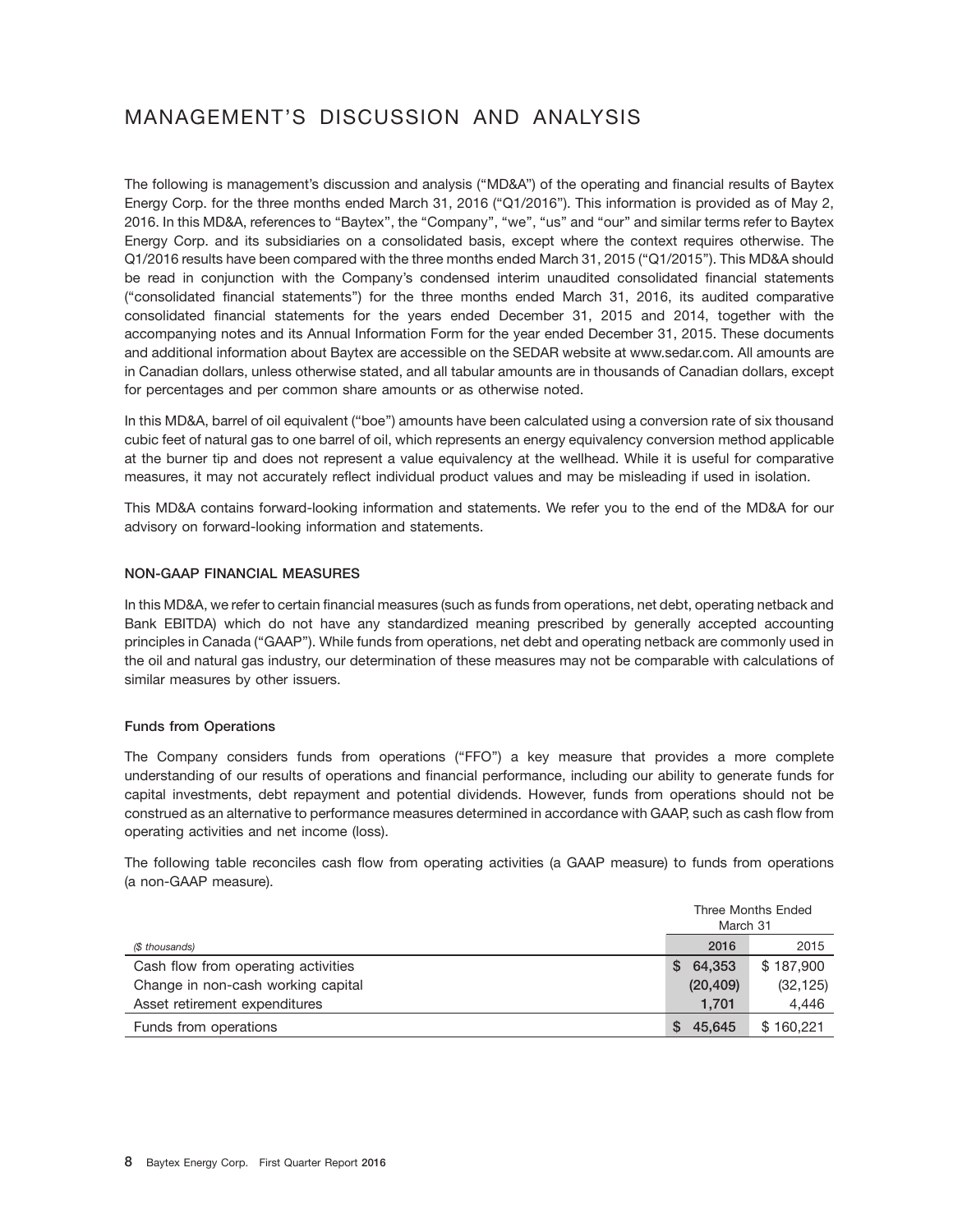# MANAGEMENT'S DISCUSSION AND ANALYSIS

The following is management's discussion and analysis ("MD&A") of the operating and financial results of Baytex Energy Corp. for the three months ended March 31, 2016 ("Q1/2016"). This information is provided as of May 2, 2016. In this MD&A, references to "Baytex", the "Company", "we", "us" and "our" and similar terms refer to Baytex Energy Corp. and its subsidiaries on a consolidated basis, except where the context requires otherwise. The Q1/2016 results have been compared with the three months ended March 31, 2015 ("Q1/2015"). This MD&A should be read in conjunction with the Company's condensed interim unaudited consolidated financial statements ("consolidated financial statements") for the three months ended March 31, 2016, its audited comparative consolidated financial statements for the years ended December 31, 2015 and 2014, together with the accompanying notes and its Annual Information Form for the year ended December 31, 2015. These documents and additional information about Baytex are accessible on the SEDAR website at www.sedar.com. All amounts are in Canadian dollars, unless otherwise stated, and all tabular amounts are in thousands of Canadian dollars, except for percentages and per common share amounts or as otherwise noted.

In this MD&A, barrel of oil equivalent ("boe") amounts have been calculated using a conversion rate of six thousand cubic feet of natural gas to one barrel of oil, which represents an energy equivalency conversion method applicable at the burner tip and does not represent a value equivalency at the wellhead. While it is useful for comparative measures, it may not accurately reflect individual product values and may be misleading if used in isolation.

This MD&A contains forward-looking information and statements. We refer you to the end of the MD&A for our advisory on forward-looking information and statements.

## NON-GAAP FINANCIAL MEASURES

In this MD&A, we refer to certain financial measures (such as funds from operations, net debt, operating netback and Bank EBITDA) which do not have any standardized meaning prescribed by generally accepted accounting principles in Canada ("GAAP"). While funds from operations, net debt and operating netback are commonly used in the oil and natural gas industry, our determination of these measures may not be comparable with calculations of similar measures by other issuers.

### Funds from Operations

The Company considers funds from operations ("FFO") a key measure that provides a more complete understanding of our results of operations and financial performance, including our ability to generate funds for capital investments, debt repayment and potential dividends. However, funds from operations should not be construed as an alternative to performance measures determined in accordance with GAAP, such as cash flow from operating activities and net income (loss).

The following table reconciles cash flow from operating activities (a GAAP measure) to funds from operations (a non-GAAP measure).

| | Three Months Ended March 31 | |
|---|---|---|
| *($ thousands)* | **2016** | 2015 |
| Cash flow from operating activities | **$ 64,353** | $ 187,900 |
| Change in non-cash working capital | **(20,409)** | (32,125) |
| Asset retirement expenditures | **1,701** | 4,446 |
| Funds from operations | **$ 45,645** | $ 160,221 |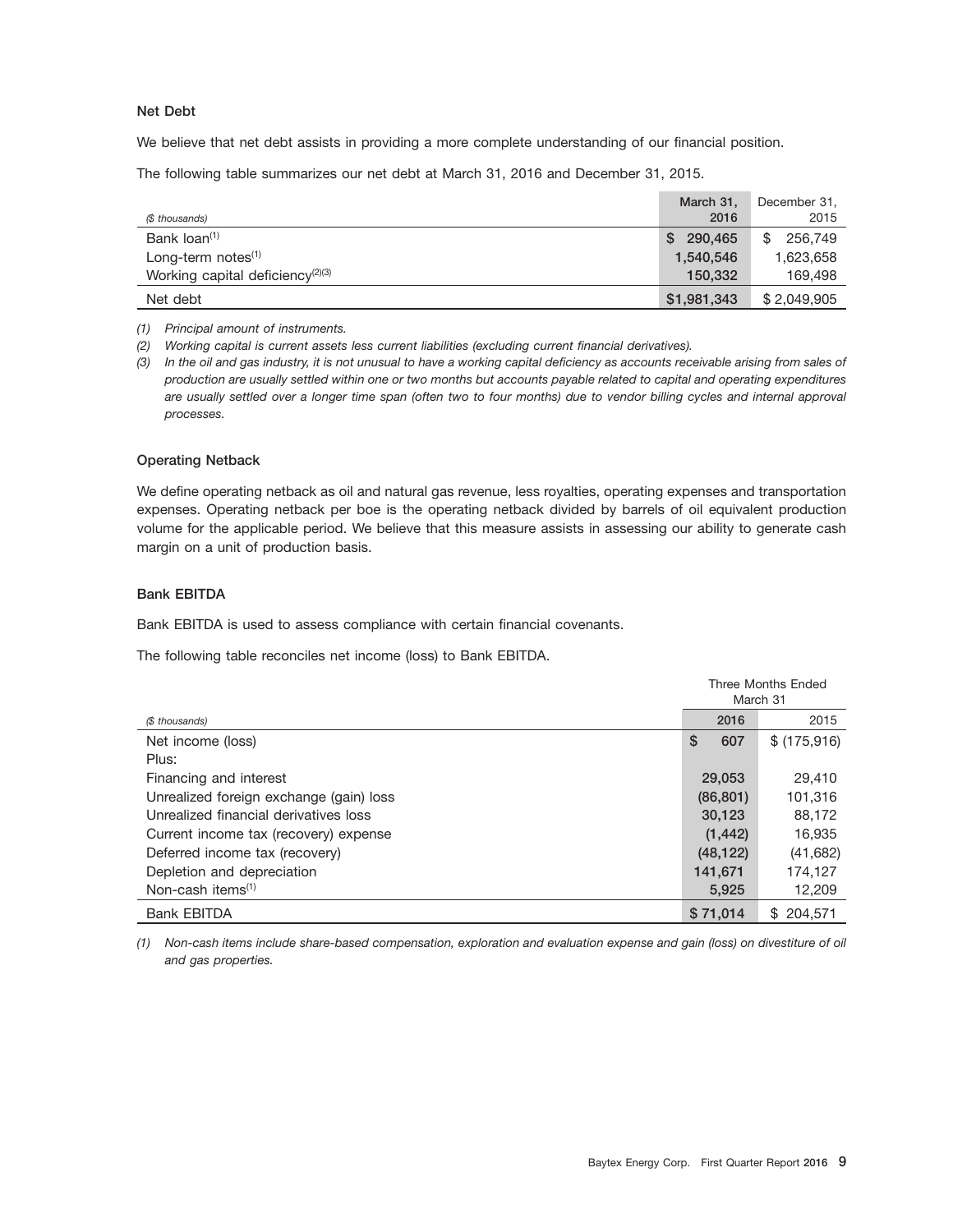### Net Debt

We believe that net debt assists in providing a more complete understanding of our financial position.

The following table summarizes our net debt at March 31, 2016 and December 31, 2015.

| *($ thousands)* | March 31, 2016 | December 31, 2015 |
|---|---|---|
| Bank loan[1] | $ 290,465 | $ 256,749 |
| Long-term notes[1] | 1,540,546 | 1,623,658 |
| Working capital deficiency[2][3] | 150,332 | 169,498 |
| Net debt | $1,981,343 | $ 2,049,905 |

*(1) Principal amount of instruments.*

*(2) Working capital is current assets less current liabilities (excluding current financial derivatives).*

*(3) In the oil and gas industry, it is not unusual to have a working capital deficiency as accounts receivable arising from sales of production are usually settled within one or two months but accounts payable related to capital and operating expenditures are usually settled over a longer time span (often two to four months) due to vendor billing cycles and internal approval processes.*

### Operating Netback

We define operating netback as oil and natural gas revenue, less royalties, operating expenses and transportation expenses. Operating netback per boe is the operating netback divided by barrels of oil equivalent production volume for the applicable period. We believe that this measure assists in assessing our ability to generate cash margin on a unit of production basis.

### Bank EBITDA

Bank EBITDA is used to assess compliance with certain financial covenants.

The following table reconciles net income (loss) to Bank EBITDA.

| | Three Months Ended March 31 | |
|---|---|---|
| *($ thousands)* | 2016 | 2015 |
| Net income (loss) | $ 607 | $ (175,916) |
| Plus: | | |
| Financing and interest | 29,053 | 29,410 |
| Unrealized foreign exchange (gain) loss | (86,801) | 101,316 |
| Unrealized financial derivatives loss | 30,123 | 88,172 |
| Current income tax (recovery) expense | (1,442) | 16,935 |
| Deferred income tax (recovery) | (48,122) | (41,682) |
| Depletion and depreciation | 141,671 | 174,127 |
| Non-cash items[1] | 5,925 | 12,209 |
| Bank EBITDA | $ 71,014 | $ 204,571 |

*(1) Non-cash items include share-based compensation, exploration and evaluation expense and gain (loss) on divestiture of oil and gas properties.*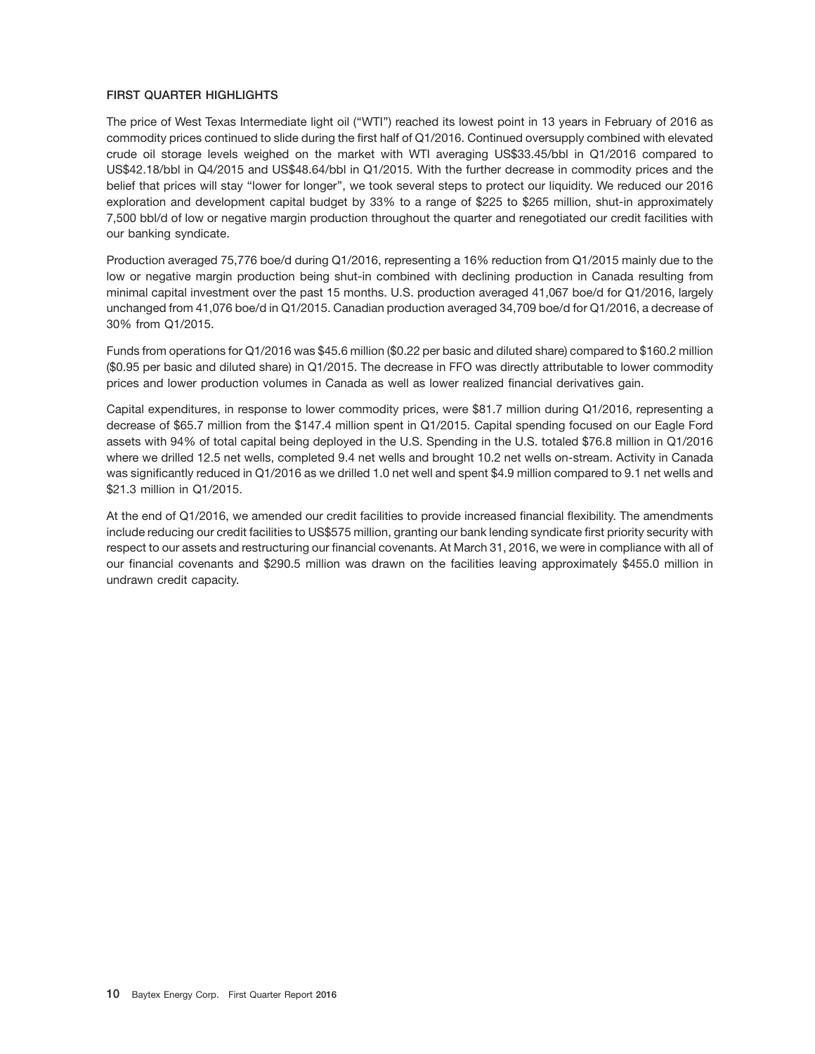## FIRST QUARTER HIGHLIGHTS

The price of West Texas Intermediate light oil ("WTI") reached its lowest point in 13 years in February of 2016 as commodity prices continued to slide during the first half of Q1/2016. Continued oversupply combined with elevated crude oil storage levels weighed on the market with WTI averaging US$33.45/bbl in Q1/2016 compared to US$42.18/bbl in Q4/2015 and US$48.64/bbl in Q1/2015. With the further decrease in commodity prices and the belief that prices will stay "lower for longer", we took several steps to protect our liquidity. We reduced our 2016 exploration and development capital budget by 33% to a range of $225 to $265 million, shut-in approximately 7,500 bbl/d of low or negative margin production throughout the quarter and renegotiated our credit facilities with our banking syndicate.

Production averaged 75,776 boe/d during Q1/2016, representing a 16% reduction from Q1/2015 mainly due to the low or negative margin production being shut-in combined with declining production in Canada resulting from minimal capital investment over the past 15 months. U.S. production averaged 41,067 boe/d for Q1/2016, largely unchanged from 41,076 boe/d in Q1/2015. Canadian production averaged 34,709 boe/d for Q1/2016, a decrease of 30% from Q1/2015.

Funds from operations for Q1/2016 was $45.6 million ($0.22 per basic and diluted share) compared to $160.2 million ($0.95 per basic and diluted share) in Q1/2015. The decrease in FFO was directly attributable to lower commodity prices and lower production volumes in Canada as well as lower realized financial derivatives gain.

Capital expenditures, in response to lower commodity prices, were $81.7 million during Q1/2016, representing a decrease of $65.7 million from the $147.4 million spent in Q1/2015. Capital spending focused on our Eagle Ford assets with 94% of total capital being deployed in the U.S. Spending in the U.S. totaled $76.8 million in Q1/2016 where we drilled 12.5 net wells, completed 9.4 net wells and brought 10.2 net wells on-stream. Activity in Canada was significantly reduced in Q1/2016 as we drilled 1.0 net well and spent $4.9 million compared to 9.1 net wells and $21.3 million in Q1/2015.

At the end of Q1/2016, we amended our credit facilities to provide increased financial flexibility. The amendments include reducing our credit facilities to US$575 million, granting our bank lending syndicate first priority security with respect to our assets and restructuring our financial covenants. At March 31, 2016, we were in compliance with all of our financial covenants and $290.5 million was drawn on the facilities leaving approximately $455.0 million in undrawn credit capacity.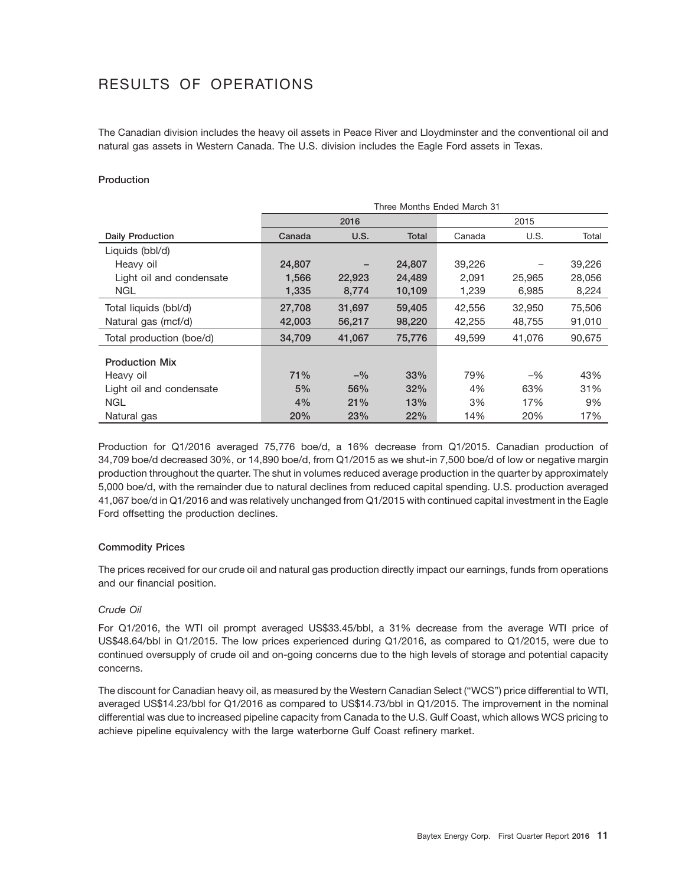# RESULTS OF OPERATIONS

The Canadian division includes the heavy oil assets in Peace River and Lloydminster and the conventional oil and natural gas assets in Western Canada. The U.S. division includes the Eagle Ford assets in Texas.

### Production

| | Three Months Ended March 31 | | | | | |
|---|---|---|---|---|---|---|
| | 2016 | | | 2015 | | |
| **Daily Production** | **Canada** | **U.S.** | **Total** | Canada | U.S. | Total |
| Liquids (bbl/d) | | | | | | |
| Heavy oil | **24,807** | **–** | **24,807** | 39,226 | – | 39,226 |
| Light oil and condensate | **1,566** | **22,923** | **24,489** | 2,091 | 25,965 | 28,056 |
| NGL | **1,335** | **8,774** | **10,109** | 1,239 | 6,985 | 8,224 |
| Total liquids (bbl/d) | **27,708** | **31,697** | **59,405** | 42,556 | 32,950 | 75,506 |
| Natural gas (mcf/d) | **42,003** | **56,217** | **98,220** | 42,255 | 48,755 | 91,010 |
| Total production (boe/d) | **34,709** | **41,067** | **75,776** | 49,599 | 41,076 | 90,675 |
| **Production Mix** | | | | | | |
| Heavy oil | **71%** | **–%** | **33%** | 79% | –% | 43% |
| Light oil and condensate | **5%** | **56%** | **32%** | 4% | 63% | 31% |
| NGL | **4%** | **21%** | **13%** | 3% | 17% | 9% |
| Natural gas | **20%** | **23%** | **22%** | 14% | 20% | 17% |

Production for Q1/2016 averaged 75,776 boe/d, a 16% decrease from Q1/2015. Canadian production of 34,709 boe/d decreased 30%, or 14,890 boe/d, from Q1/2015 as we shut-in 7,500 boe/d of low or negative margin production throughout the quarter. The shut in volumes reduced average production in the quarter by approximately 5,000 boe/d, with the remainder due to natural declines from reduced capital spending. U.S. production averaged 41,067 boe/d in Q1/2016 and was relatively unchanged from Q1/2015 with continued capital investment in the Eagle Ford offsetting the production declines.

### Commodity Prices

The prices received for our crude oil and natural gas production directly impact our earnings, funds from operations and our financial position.

*Crude Oil*

For Q1/2016, the WTI oil prompt averaged US$33.45/bbl, a 31% decrease from the average WTI price of US$48.64/bbl in Q1/2015. The low prices experienced during Q1/2016, as compared to Q1/2015, were due to continued oversupply of crude oil and on-going concerns due to the high levels of storage and potential capacity concerns.

The discount for Canadian heavy oil, as measured by the Western Canadian Select ("WCS") price differential to WTI, averaged US$14.23/bbl for Q1/2016 as compared to US$14.73/bbl in Q1/2015. The improvement in the nominal differential was due to increased pipeline capacity from Canada to the U.S. Gulf Coast, which allows WCS pricing to achieve pipeline equivalency with the large waterborne Gulf Coast refinery market.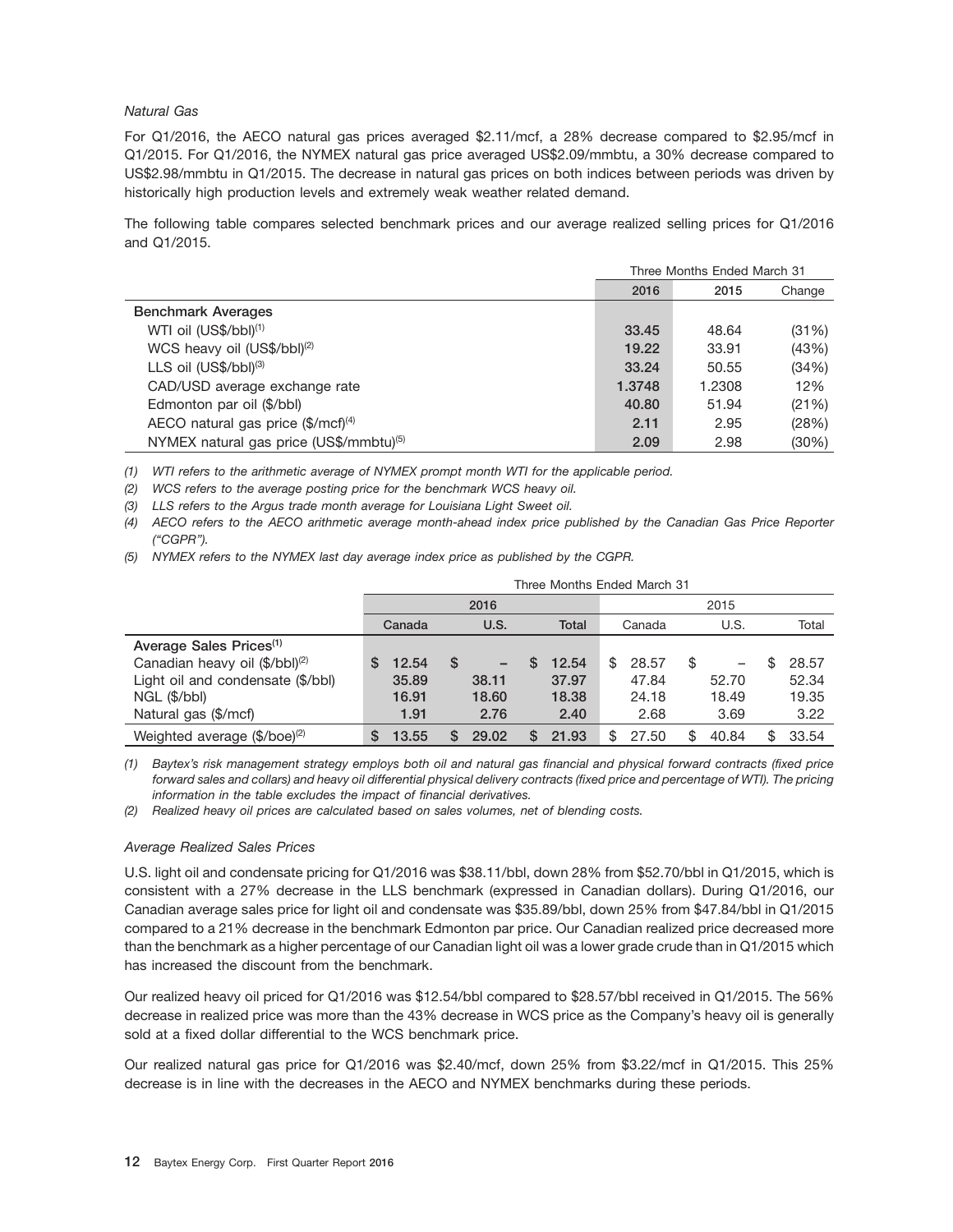*Natural Gas*

For Q1/2016, the AECO natural gas prices averaged $2.11/mcf, a 28% decrease compared to $2.95/mcf in Q1/2015. For Q1/2016, the NYMEX natural gas price averaged US$2.09/mmbtu, a 30% decrease compared to US$2.98/mmbtu in Q1/2015. The decrease in natural gas prices on both indices between periods was driven by historically high production levels and extremely weak weather related demand.

The following table compares selected benchmark prices and our average realized selling prices for Q1/2016 and Q1/2015.

| | Three Months Ended March 31 | | |
|---|---|---|---|
| | 2016 | 2015 | Change |
| **Benchmark Averages** | | | |
| WTI oil (US$/bbl)[1] | 33.45 | 48.64 | (31%) |
| WCS heavy oil (US$/bbl)[2] | 19.22 | 33.91 | (43%) |
| LLS oil (US$/bbl)[3] | 33.24 | 50.55 | (34%) |
| CAD/USD average exchange rate | 1.3748 | 1.2308 | 12% |
| Edmonton par oil ($/bbl) | 40.80 | 51.94 | (21%) |
| AECO natural gas price ($/mcf)[4] | 2.11 | 2.95 | (28%) |
| NYMEX natural gas price (US$/mmbtu)[5] | 2.09 | 2.98 | (30%) |

*(1) WTI refers to the arithmetic average of NYMEX prompt month WTI for the applicable period.*

*(2) WCS refers to the average posting price for the benchmark WCS heavy oil.*

*(3) LLS refers to the Argus trade month average for Louisiana Light Sweet oil.*

*(4) AECO refers to the AECO arithmetic average month-ahead index price published by the Canadian Gas Price Reporter ("CGPR").*

*(5) NYMEX refers to the NYMEX last day average index price as published by the CGPR.*

| | Three Months Ended March 31 | | | | | |
|---|---|---|---|---|---|---|
| | 2016 | | | 2015 | | |
| | Canada | U.S. | Total | Canada | U.S. | Total |
| **Average Sales Prices[1]** | | | | | | |
| Canadian heavy oil ($/bbl)[2] | $ 12.54 | $ – | $ 12.54 | $ 28.57 | $ – | $ 28.57 |
| Light oil and condensate ($/bbl) | 35.89 | 38.11 | 37.97 | 47.84 | 52.70 | 52.34 |
| NGL ($/bbl) | 16.91 | 18.60 | 18.38 | 24.18 | 18.49 | 19.35 |
| Natural gas ($/mcf) | 1.91 | 2.76 | 2.40 | 2.68 | 3.69 | 3.22 |
| Weighted average ($/boe)[2] | $ 13.55 | $ 29.02 | $ 21.93 | $ 27.50 | $ 40.84 | $ 33.54 |

*(1) Baytex's risk management strategy employs both oil and natural gas financial and physical forward contracts (fixed price forward sales and collars) and heavy oil differential physical delivery contracts (fixed price and percentage of WTI). The pricing information in the table excludes the impact of financial derivatives.*

*(2) Realized heavy oil prices are calculated based on sales volumes, net of blending costs.*

*Average Realized Sales Prices*

U.S. light oil and condensate pricing for Q1/2016 was $38.11/bbl, down 28% from $52.70/bbl in Q1/2015, which is consistent with a 27% decrease in the LLS benchmark (expressed in Canadian dollars). During Q1/2016, our Canadian average sales price for light oil and condensate was $35.89/bbl, down 25% from $47.84/bbl in Q1/2015 compared to a 21% decrease in the benchmark Edmonton par price. Our Canadian realized price decreased more than the benchmark as a higher percentage of our Canadian light oil was a lower grade crude than in Q1/2015 which has increased the discount from the benchmark.

Our realized heavy oil priced for Q1/2016 was $12.54/bbl compared to $28.57/bbl received in Q1/2015. The 56% decrease in realized price was more than the 43% decrease in WCS price as the Company's heavy oil is generally sold at a fixed dollar differential to the WCS benchmark price.

Our realized natural gas price for Q1/2016 was $2.40/mcf, down 25% from $3.22/mcf in Q1/2015. This 25% decrease is in line with the decreases in the AECO and NYMEX benchmarks during these periods.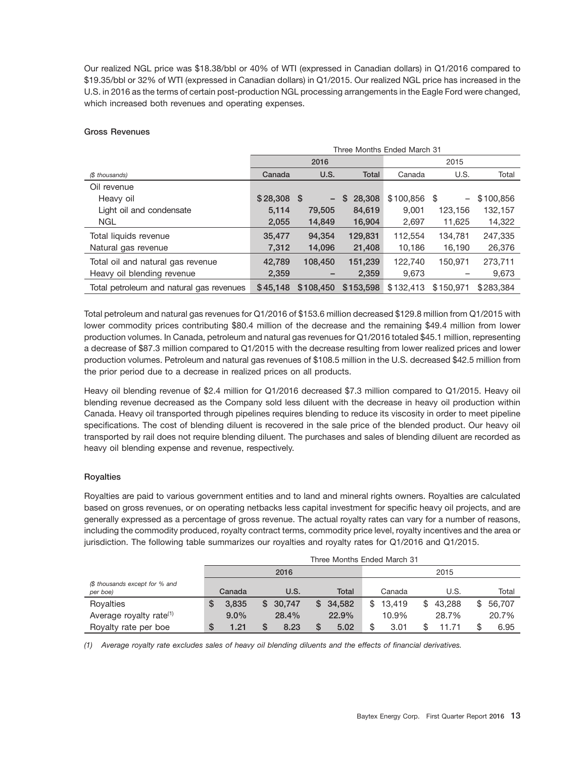Our realized NGL price was $18.38/bbl or 40% of WTI (expressed in Canadian dollars) in Q1/2016 compared to $19.35/bbl or 32% of WTI (expressed in Canadian dollars) in Q1/2015. Our realized NGL price has increased in the U.S. in 2016 as the terms of certain post-production NGL processing arrangements in the Eagle Ford were changed, which increased both revenues and operating expenses.

### Gross Revenues

| | Three Months Ended March 31 | | | | | |
|---|---|---|---|---|---|---|
| | 2016 | | | 2015 | | |
| *($ thousands)* | Canada | U.S. | Total | Canada | U.S. | Total |
| Oil revenue | | | | | | |
| Heavy oil | $ 28,308 | $ – | $ 28,308 | $ 100,856 | $ – | $ 100,856 |
| Light oil and condensate | 5,114 | 79,505 | 84,619 | 9,001 | 123,156 | 132,157 |
| NGL | 2,055 | 14,849 | 16,904 | 2,697 | 11,625 | 14,322 |
| Total liquids revenue | 35,477 | 94,354 | 129,831 | 112,554 | 134,781 | 247,335 |
| Natural gas revenue | 7,312 | 14,096 | 21,408 | 10,186 | 16,190 | 26,376 |
| Total oil and natural gas revenue | 42,789 | 108,450 | 151,239 | 122,740 | 150,971 | 273,711 |
| Heavy oil blending revenue | 2,359 | – | 2,359 | 9,673 | – | 9,673 |
| Total petroleum and natural gas revenues | $ 45,148 | $ 108,450 | $ 153,598 | $ 132,413 | $ 150,971 | $ 283,384 |

Total petroleum and natural gas revenues for Q1/2016 of $153.6 million decreased $129.8 million from Q1/2015 with lower commodity prices contributing $80.4 million of the decrease and the remaining $49.4 million from lower production volumes. In Canada, petroleum and natural gas revenues for Q1/2016 totaled $45.1 million, representing a decrease of $87.3 million compared to Q1/2015 with the decrease resulting from lower realized prices and lower production volumes. Petroleum and natural gas revenues of $108.5 million in the U.S. decreased $42.5 million from the prior period due to a decrease in realized prices on all products.

Heavy oil blending revenue of $2.4 million for Q1/2016 decreased $7.3 million compared to Q1/2015. Heavy oil blending revenue decreased as the Company sold less diluent with the decrease in heavy oil production within Canada. Heavy oil transported through pipelines requires blending to reduce its viscosity in order to meet pipeline specifications. The cost of blending diluent is recovered in the sale price of the blended product. Our heavy oil transported by rail does not require blending diluent. The purchases and sales of blending diluent are recorded as heavy oil blending expense and revenue, respectively.

### Royalties

Royalties are paid to various government entities and to land and mineral rights owners. Royalties are calculated based on gross revenues, or on operating netbacks less capital investment for specific heavy oil projects, and are generally expressed as a percentage of gross revenue. The actual royalty rates can vary for a number of reasons, including the commodity produced, royalty contract terms, commodity price level, royalty incentives and the area or jurisdiction. The following table summarizes our royalties and royalty rates for Q1/2016 and Q1/2015.

| | Three Months Ended March 31 | | | | | |
|---|---|---|---|---|---|---|
| | 2016 | | | 2015 | | |
| *($ thousands except for % and per boe)* | Canada | U.S. | Total | Canada | U.S. | Total |
| Royalties | $ 3,835 | $ 30,747 | $ 34,582 | $ 13,419 | $ 43,288 | $ 56,707 |
| Average royalty rate[(1)] | 9.0% | 28.4% | 22.9% | 10.9% | 28.7% | 20.7% |
| Royalty rate per boe | $ 1.21 | $ 8.23 | $ 5.02 | $ 3.01 | $ 11.71 | $ 6.95 |

*(1) Average royalty rate excludes sales of heavy oil blending diluents and the effects of financial derivatives.*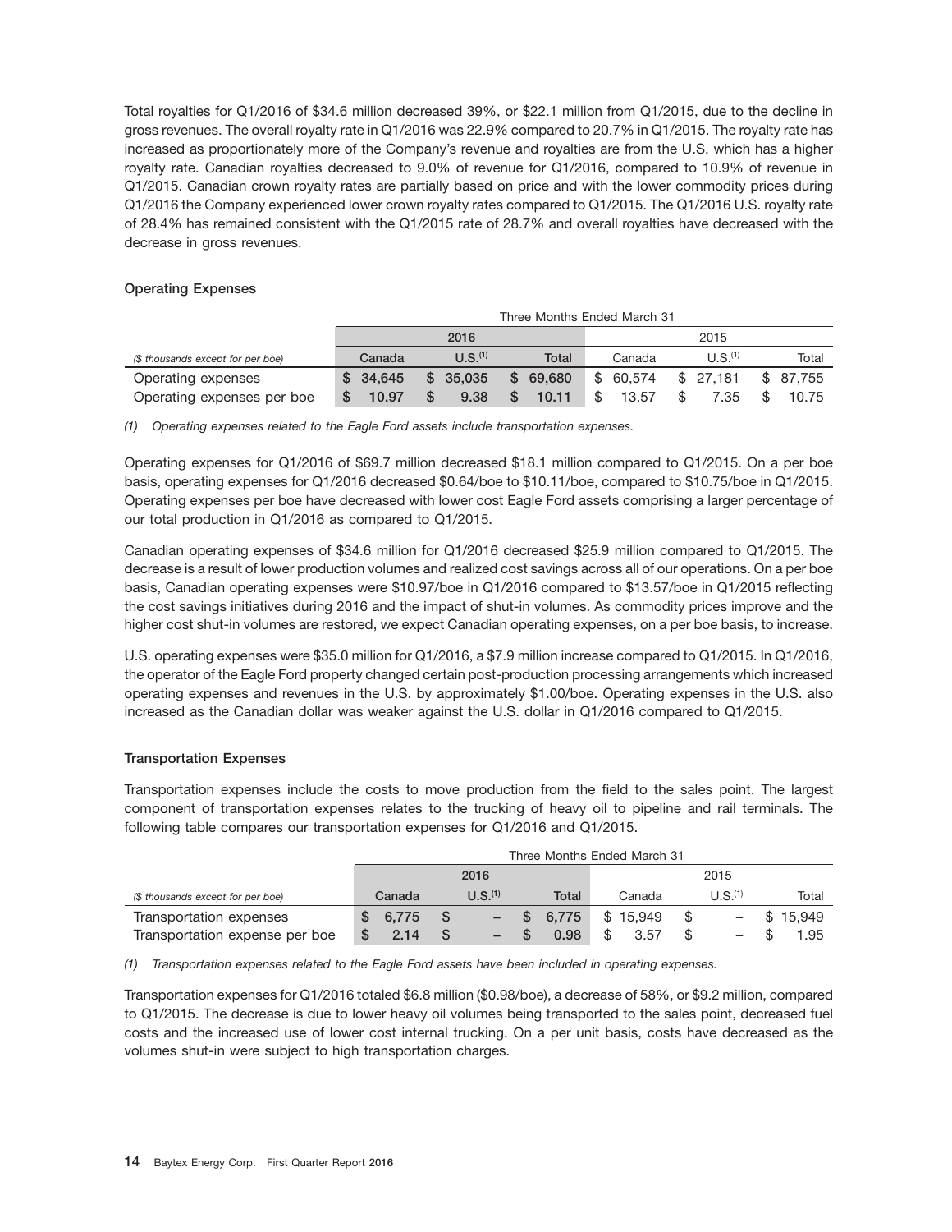Total royalties for Q1/2016 of $34.6 million decreased 39%, or $22.1 million from Q1/2015, due to the decline in gross revenues. The overall royalty rate in Q1/2016 was 22.9% compared to 20.7% in Q1/2015. The royalty rate has increased as proportionately more of the Company's revenue and royalties are from the U.S. which has a higher royalty rate. Canadian royalties decreased to 9.0% of revenue for Q1/2016, compared to 10.9% of revenue in Q1/2015. Canadian crown royalty rates are partially based on price and with the lower commodity prices during Q1/2016 the Company experienced lower crown royalty rates compared to Q1/2015. The Q1/2016 U.S. royalty rate of 28.4% has remained consistent with the Q1/2015 rate of 28.7% and overall royalties have decreased with the decrease in gross revenues.

### Operating Expenses

| | Three Months Ended March 31 | | | | | |
|---|---|---|---|---|---|---|
| | 2016 | | | 2015 | | |
| *($ thousands except for per boe)* | Canada | U.S.[(1)] | Total | Canada | U.S.[(1)] | Total |
| Operating expenses | $ 34,645 | $ 35,035 | $ 69,680 | $ 60,574 | $ 27,181 | $ 87,755 |
| Operating expenses per boe | $ 10.97 | $ 9.38 | $ 10.11 | $ 13.57 | $ 7.35 | $ 10.75 |

*(1) Operating expenses related to the Eagle Ford assets include transportation expenses.*

Operating expenses for Q1/2016 of $69.7 million decreased $18.1 million compared to Q1/2015. On a per boe basis, operating expenses for Q1/2016 decreased $0.64/boe to $10.11/boe, compared to $10.75/boe in Q1/2015. Operating expenses per boe have decreased with lower cost Eagle Ford assets comprising a larger percentage of our total production in Q1/2016 as compared to Q1/2015.

Canadian operating expenses of $34.6 million for Q1/2016 decreased $25.9 million compared to Q1/2015. The decrease is a result of lower production volumes and realized cost savings across all of our operations. On a per boe basis, Canadian operating expenses were $10.97/boe in Q1/2016 compared to $13.57/boe in Q1/2015 reflecting the cost savings initiatives during 2016 and the impact of shut-in volumes. As commodity prices improve and the higher cost shut-in volumes are restored, we expect Canadian operating expenses, on a per boe basis, to increase.

U.S. operating expenses were $35.0 million for Q1/2016, a $7.9 million increase compared to Q1/2015. In Q1/2016, the operator of the Eagle Ford property changed certain post-production processing arrangements which increased operating expenses and revenues in the U.S. by approximately $1.00/boe. Operating expenses in the U.S. also increased as the Canadian dollar was weaker against the U.S. dollar in Q1/2016 compared to Q1/2015.

### Transportation Expenses

Transportation expenses include the costs to move production from the field to the sales point. The largest component of transportation expenses relates to the trucking of heavy oil to pipeline and rail terminals. The following table compares our transportation expenses for Q1/2016 and Q1/2015.

| | Three Months Ended March 31 | | | | | |
|---|---|---|---|---|---|---|
| | 2016 | | | 2015 | | |
| *($ thousands except for per boe)* | Canada | U.S.[(1)] | Total | Canada | U.S.[(1)] | Total |
| Transportation expenses | $ 6,775 | $ – | $ 6,775 | $ 15,949 | $ – | $ 15,949 |
| Transportation expense per boe | $ 2.14 | $ – | $ 0.98 | $ 3.57 | $ – | $ 1.95 |

*(1) Transportation expenses related to the Eagle Ford assets have been included in operating expenses.*

Transportation expenses for Q1/2016 totaled $6.8 million ($0.98/boe), a decrease of 58%, or $9.2 million, compared to Q1/2015. The decrease is due to lower heavy oil volumes being transported to the sales point, decreased fuel costs and the increased use of lower cost internal trucking. On a per unit basis, costs have decreased as the volumes shut-in were subject to high transportation charges.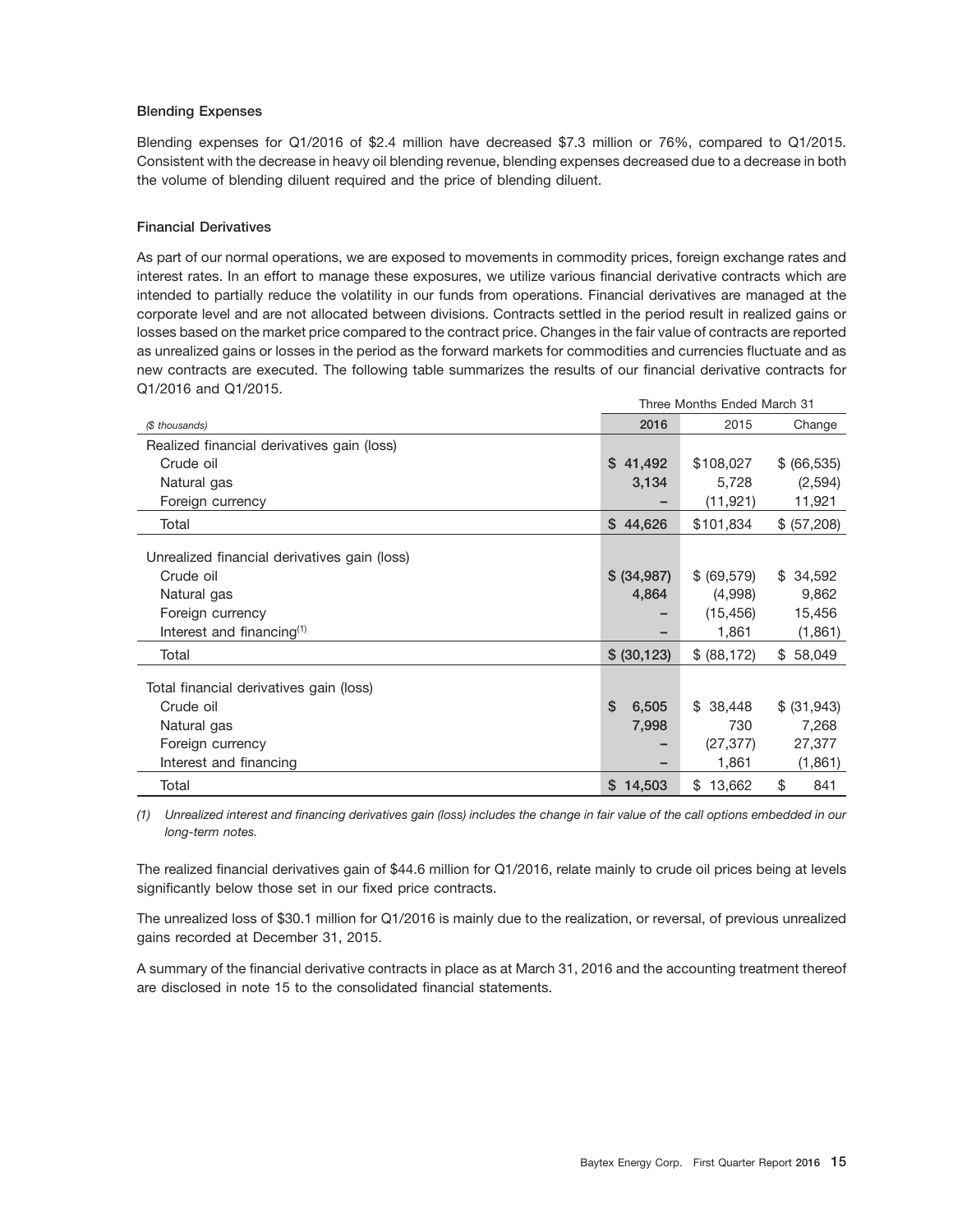### Blending Expenses

Blending expenses for Q1/2016 of $2.4 million have decreased $7.3 million or 76%, compared to Q1/2015. Consistent with the decrease in heavy oil blending revenue, blending expenses decreased due to a decrease in both the volume of blending diluent required and the price of blending diluent.

### Financial Derivatives

As part of our normal operations, we are exposed to movements in commodity prices, foreign exchange rates and interest rates. In an effort to manage these exposures, we utilize various financial derivative contracts which are intended to partially reduce the volatility in our funds from operations. Financial derivatives are managed at the corporate level and are not allocated between divisions. Contracts settled in the period result in realized gains or losses based on the market price compared to the contract price. Changes in the fair value of contracts are reported as unrealized gains or losses in the period as the forward markets for commodities and currencies fluctuate and as new contracts are executed. The following table summarizes the results of our financial derivative contracts for Q1/2016 and Q1/2015.

| | Three Months Ended March 31 | | |
|---|---|---|---|
| *($ thousands)* | **2016** | 2015 | Change |
| Realized financial derivatives gain (loss) | | | |
| Crude oil | **$ 41,492** | $108,027 | $ (66,535) |
| Natural gas | **3,134** | 5,728 | (2,594) |
| Foreign currency | **–** | (11,921) | 11,921 |
| Total | **$ 44,626** | $101,834 | $ (57,208) |
| Unrealized financial derivatives gain (loss) | | | |
| Crude oil | **$ (34,987)** | $ (69,579) | $ 34,592 |
| Natural gas | **4,864** | (4,998) | 9,862 |
| Foreign currency | **–** | (15,456) | 15,456 |
| Interest and financing[(1)] | **–** | 1,861 | (1,861) |
| Total | **$ (30,123)** | $ (88,172) | $ 58,049 |
| Total financial derivatives gain (loss) | | | |
| Crude oil | **$ 6,505** | $ 38,448 | $ (31,943) |
| Natural gas | **7,998** | 730 | 7,268 |
| Foreign currency | **–** | (27,377) | 27,377 |
| Interest and financing | **–** | 1,861 | (1,861) |
| Total | **$ 14,503** | $ 13,662 | $ 841 |

*(1) Unrealized interest and financing derivatives gain (loss) includes the change in fair value of the call options embedded in our long-term notes.*

The realized financial derivatives gain of $44.6 million for Q1/2016, relate mainly to crude oil prices being at levels significantly below those set in our fixed price contracts.

The unrealized loss of $30.1 million for Q1/2016 is mainly due to the realization, or reversal, of previous unrealized gains recorded at December 31, 2015.

A summary of the financial derivative contracts in place as at March 31, 2016 and the accounting treatment thereof are disclosed in note 15 to the consolidated financial statements.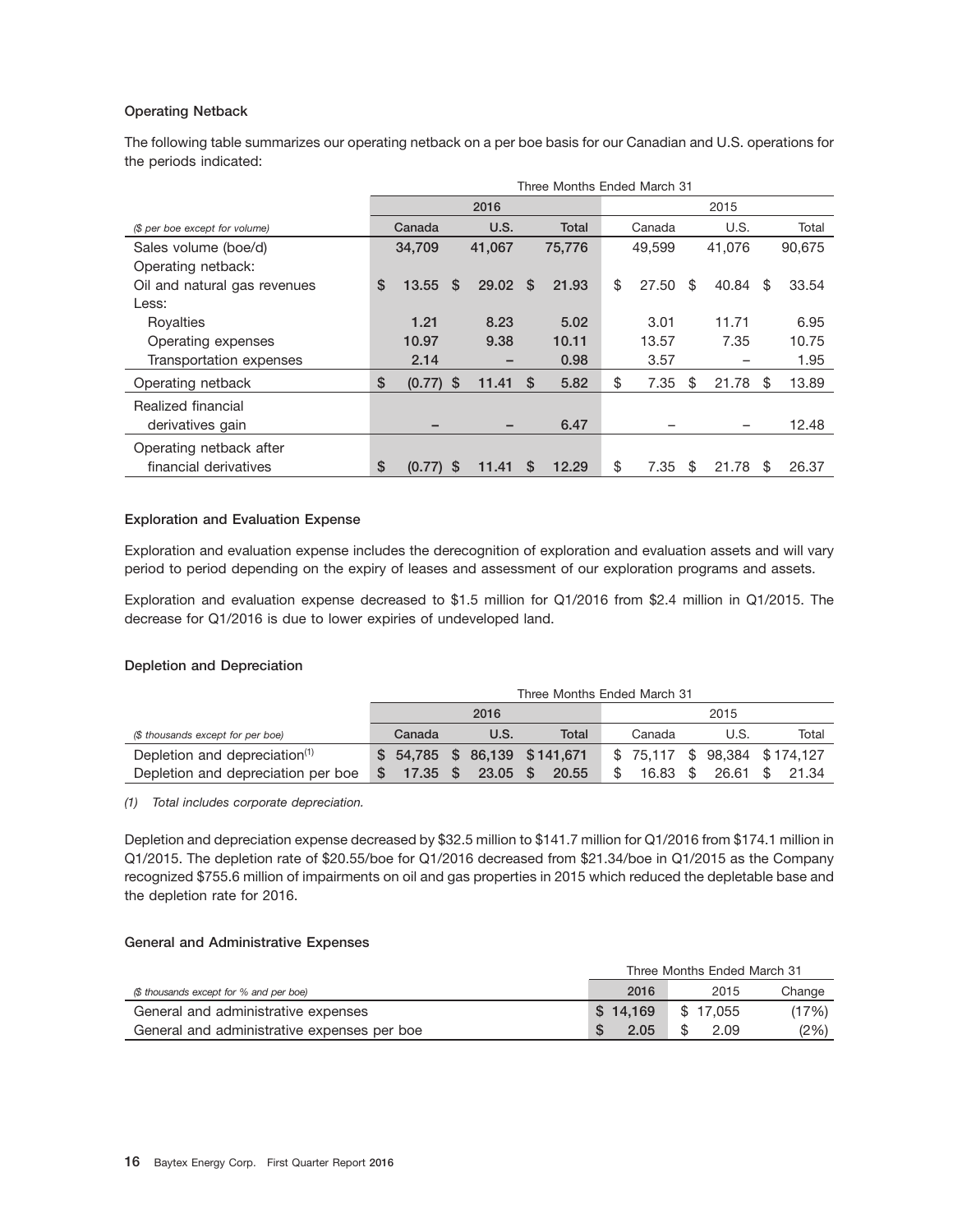### Operating Netback

The following table summarizes our operating netback on a per boe basis for our Canadian and U.S. operations for the periods indicated:

| | Three Months Ended March 31 | | | | | |
|---|---|---|---|---|---|---|
| | 2016 | | | 2015 | | |
| *($ per boe except for volume)* | Canada | U.S. | Total | Canada | U.S. | Total |
| Sales volume (boe/d) | 34,709 | 41,067 | 75,776 | 49,599 | 41,076 | 90,675 |
| Operating netback: | | | | | | |
| Oil and natural gas revenues | $ 13.55 | $ 29.02 | $ 21.93 | $ 27.50 | $ 40.84 | $ 33.54 |
| Less: | | | | | | |
| Royalties | 1.21 | 8.23 | 5.02 | 3.01 | 11.71 | 6.95 |
| Operating expenses | 10.97 | 9.38 | 10.11 | 13.57 | 7.35 | 10.75 |
| Transportation expenses | 2.14 | – | 0.98 | 3.57 | – | 1.95 |
| Operating netback | $ (0.77) | $ 11.41 | $ 5.82 | $ 7.35 | $ 21.78 | $ 13.89 |
| Realized financial derivatives gain | – | – | 6.47 | – | – | 12.48 |
| Operating netback after financial derivatives | $ (0.77) | $ 11.41 | $ 12.29 | $ 7.35 | $ 21.78 | $ 26.37 |

### Exploration and Evaluation Expense

Exploration and evaluation expense includes the derecognition of exploration and evaluation assets and will vary period to period depending on the expiry of leases and assessment of our exploration programs and assets.

Exploration and evaluation expense decreased to $1.5 million for Q1/2016 from $2.4 million in Q1/2015. The decrease for Q1/2016 is due to lower expiries of undeveloped land.

### Depletion and Depreciation

| | Three Months Ended March 31 | | | | | |
|---|---|---|---|---|---|---|
| | 2016 | | | 2015 | | |
| *($ thousands except for per boe)* | Canada | U.S. | Total | Canada | U.S. | Total |
| Depletion and depreciation[(1)] | $ 54,785 | $ 86,139 | $ 141,671 | $ 75,117 | $ 98,384 | $ 174,127 |
| Depletion and depreciation per boe | $ 17.35 | $ 23.05 | $ 20.55 | $ 16.83 | $ 26.61 | $ 21.34 |

*(1) Total includes corporate depreciation.*

Depletion and depreciation expense decreased by $32.5 million to $141.7 million for Q1/2016 from $174.1 million in Q1/2015. The depletion rate of $20.55/boe for Q1/2016 decreased from $21.34/boe in Q1/2015 as the Company recognized $755.6 million of impairments on oil and gas properties in 2015 which reduced the depletable base and the depletion rate for 2016.

### General and Administrative Expenses

| | Three Months Ended March 31 | | |
|---|---|---|---|
| *($ thousands except for % and per boe)* | 2016 | 2015 | Change |
| General and administrative expenses | $ 14,169 | $ 17,055 | (17%) |
| General and administrative expenses per boe | $ 2.05 | $ 2.09 | (2%) |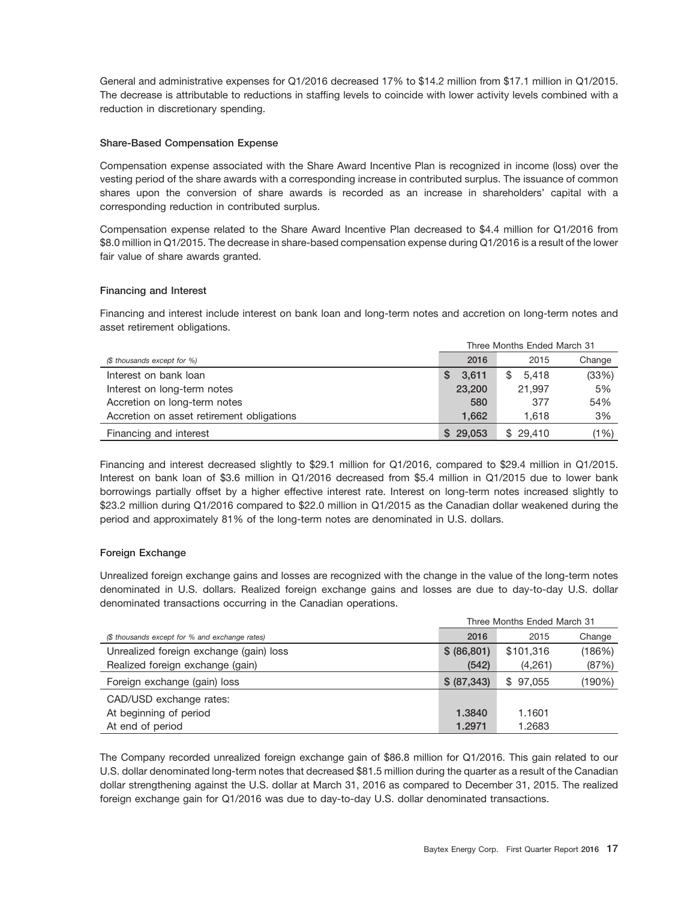General and administrative expenses for Q1/2016 decreased 17% to $14.2 million from $17.1 million in Q1/2015. The decrease is attributable to reductions in staffing levels to coincide with lower activity levels combined with a reduction in discretionary spending.

### Share-Based Compensation Expense

Compensation expense associated with the Share Award Incentive Plan is recognized in income (loss) over the vesting period of the share awards with a corresponding increase in contributed surplus. The issuance of common shares upon the conversion of share awards is recorded as an increase in shareholders' capital with a corresponding reduction in contributed surplus.

Compensation expense related to the Share Award Incentive Plan decreased to $4.4 million for Q1/2016 from $8.0 million in Q1/2015. The decrease in share-based compensation expense during Q1/2016 is a result of the lower fair value of share awards granted.

### Financing and Interest

Financing and interest include interest on bank loan and long-term notes and accretion on long-term notes and asset retirement obligations.

| | Three Months Ended March 31 | | |
|---|---|---|---|
| *($ thousands except for %)* | 2016 | 2015 | Change |
| Interest on bank loan | $ 3,611 | $ 5,418 | (33%) |
| Interest on long-term notes | 23,200 | 21,997 | 5% |
| Accretion on long-term notes | 580 | 377 | 54% |
| Accretion on asset retirement obligations | 1,662 | 1,618 | 3% |
| Financing and interest | $ 29,053 | $ 29,410 | (1%) |

Financing and interest decreased slightly to $29.1 million for Q1/2016, compared to $29.4 million in Q1/2015. Interest on bank loan of $3.6 million in Q1/2016 decreased from $5.4 million in Q1/2015 due to lower bank borrowings partially offset by a higher effective interest rate. Interest on long-term notes increased slightly to $23.2 million during Q1/2016 compared to $22.0 million in Q1/2015 as the Canadian dollar weakened during the period and approximately 81% of the long-term notes are denominated in U.S. dollars.

### Foreign Exchange

Unrealized foreign exchange gains and losses are recognized with the change in the value of the long-term notes denominated in U.S. dollars. Realized foreign exchange gains and losses are due to day-to-day U.S. dollar denominated transactions occurring in the Canadian operations.

| | Three Months Ended March 31 | | |
|---|---|---|---|
| *($ thousands except for % and exchange rates)* | 2016 | 2015 | Change |
| Unrealized foreign exchange (gain) loss | $ (86,801) | $101,316 | (186%) |
| Realized foreign exchange (gain) | (542) | (4,261) | (87%) |
| Foreign exchange (gain) loss | $ (87,343) | $ 97,055 | (190%) |
| CAD/USD exchange rates: | | | |
| At beginning of period | 1.3840 | 1.1601 | |
| At end of period | 1.2971 | 1.2683 | |

The Company recorded unrealized foreign exchange gain of $86.8 million for Q1/2016. This gain related to our U.S. dollar denominated long-term notes that decreased $81.5 million during the quarter as a result of the Canadian dollar strengthening against the U.S. dollar at March 31, 2016 as compared to December 31, 2015. The realized foreign exchange gain for Q1/2016 was due to day-to-day U.S. dollar denominated transactions.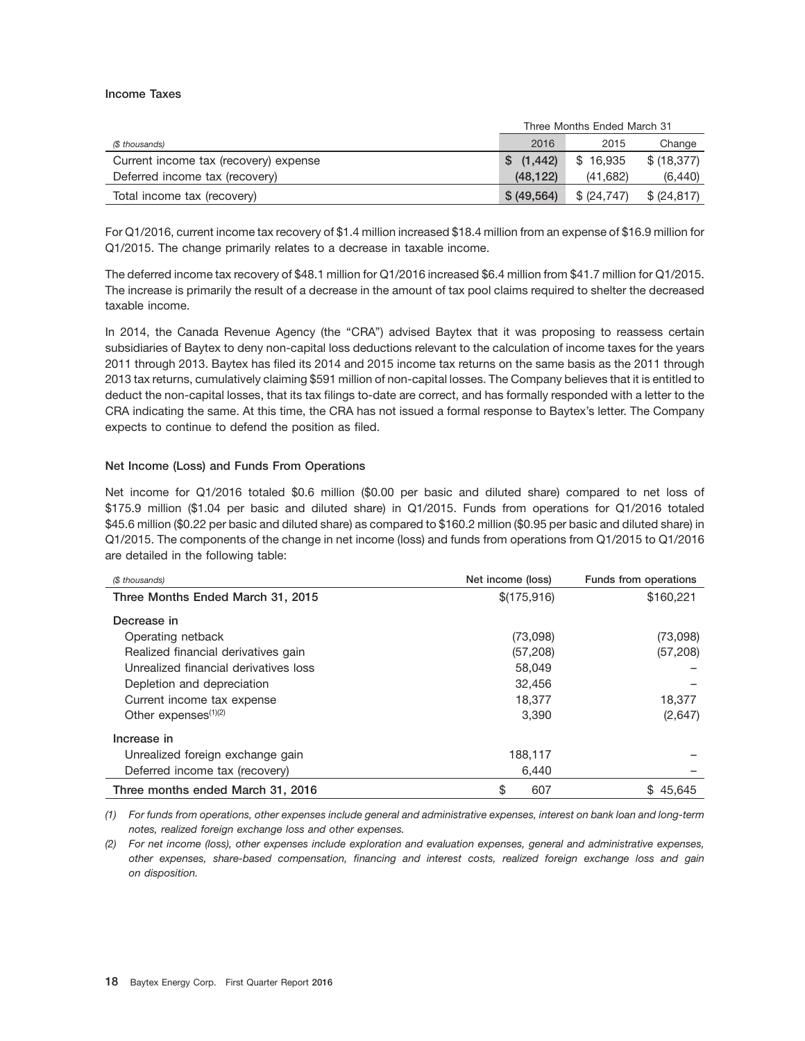### Income Taxes

| ($ thousands) | Three Months Ended March 31 | | |
|---|---|---|---|
| | 2016 | 2015 | Change |
| Current income tax (recovery) expense | $ (1,442) | $ 16,935 | $ (18,377) |
| Deferred income tax (recovery) | (48,122) | (41,682) | (6,440) |
| Total income tax (recovery) | $ (49,564) | $ (24,747) | $ (24,817) |

For Q1/2016, current income tax recovery of $1.4 million increased $18.4 million from an expense of $16.9 million for Q1/2015. The change primarily relates to a decrease in taxable income.

The deferred income tax recovery of $48.1 million for Q1/2016 increased $6.4 million from $41.7 million for Q1/2015. The increase is primarily the result of a decrease in the amount of tax pool claims required to shelter the decreased taxable income.

In 2014, the Canada Revenue Agency (the "CRA") advised Baytex that it was proposing to reassess certain subsidiaries of Baytex to deny non-capital loss deductions relevant to the calculation of income taxes for the years 2011 through 2013. Baytex has filed its 2014 and 2015 income tax returns on the same basis as the 2011 through 2013 tax returns, cumulatively claiming $591 million of non-capital losses. The Company believes that it is entitled to deduct the non-capital losses, that its tax filings to-date are correct, and has formally responded with a letter to the CRA indicating the same. At this time, the CRA has not issued a formal response to Baytex's letter. The Company expects to continue to defend the position as filed.

### Net Income (Loss) and Funds From Operations

Net income for Q1/2016 totaled $0.6 million ($0.00 per basic and diluted share) compared to net loss of $175.9 million ($1.04 per basic and diluted share) in Q1/2015. Funds from operations for Q1/2016 totaled $45.6 million ($0.22 per basic and diluted share) as compared to $160.2 million ($0.95 per basic and diluted share) in Q1/2015. The components of the change in net income (loss) and funds from operations from Q1/2015 to Q1/2016 are detailed in the following table:

| ($ thousands) | Net income (loss) | Funds from operations |
|---|---|---|
| **Three Months Ended March 31, 2015** | $(175,916) | $160,221 |
| Decrease in | | |
| Operating netback | (73,098) | (73,098) |
| Realized financial derivatives gain | (57,208) | (57,208) |
| Unrealized financial derivatives loss | 58,049 | – |
| Depletion and depreciation | 32,456 | – |
| Current income tax expense | 18,377 | 18,377 |
| Other expenses[(1)(2)] | 3,390 | (2,647) |
| Increase in | | |
| Unrealized foreign exchange gain | 188,117 | – |
| Deferred income tax (recovery) | 6,440 | – |
| **Three months ended March 31, 2016** | $ 607 | $ 45,645 |

*(1) For funds from operations, other expenses include general and administrative expenses, interest on bank loan and long-term notes, realized foreign exchange loss and other expenses.*

*(2) For net income (loss), other expenses include exploration and evaluation expenses, general and administrative expenses, other expenses, share-based compensation, financing and interest costs, realized foreign exchange loss and gain on disposition.*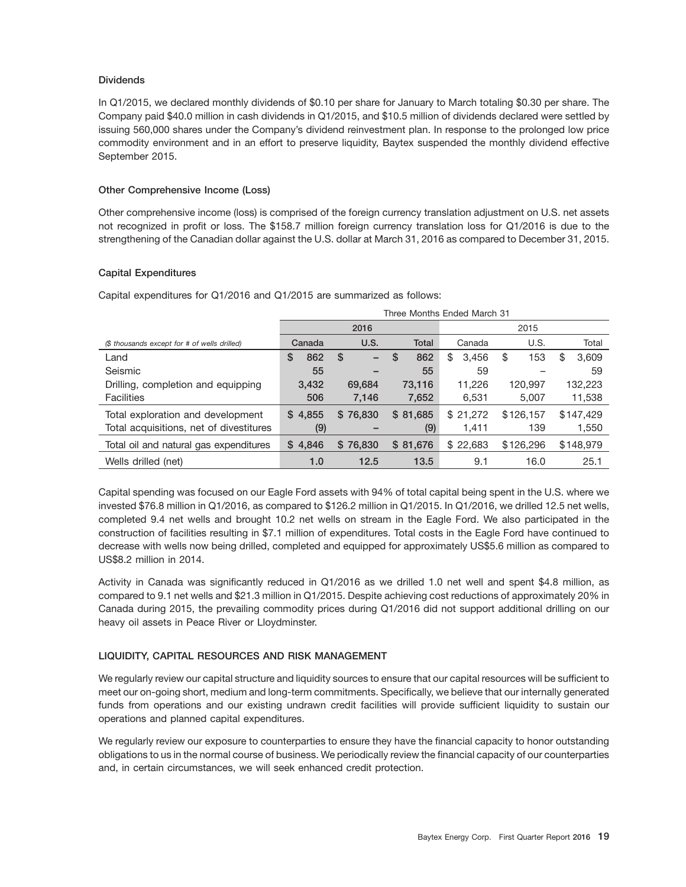### Dividends

In Q1/2015, we declared monthly dividends of $0.10 per share for January to March totaling $0.30 per share. The Company paid $40.0 million in cash dividends in Q1/2015, and $10.5 million of dividends declared were settled by issuing 560,000 shares under the Company's dividend reinvestment plan. In response to the prolonged low price commodity environment and in an effort to preserve liquidity, Baytex suspended the monthly dividend effective September 2015.

### Other Comprehensive Income (Loss)

Other comprehensive income (loss) is comprised of the foreign currency translation adjustment on U.S. net assets not recognized in profit or loss. The $158.7 million foreign currency translation loss for Q1/2016 is due to the strengthening of the Canadian dollar against the U.S. dollar at March 31, 2016 as compared to December 31, 2015.

### Capital Expenditures

Capital expenditures for Q1/2016 and Q1/2015 are summarized as follows:

| | Three Months Ended March 31 | | | | | |
|---|---|---|---|---|---|---|
| | 2016 | | | 2015 | | |
| *($ thousands except for # of wells drilled)* | Canada | U.S. | Total | Canada | U.S. | Total |
| Land | $ 862 | $ – | $ 862 | $ 3,456 | $ 153 | $ 3,609 |
| Seismic | 55 | – | 55 | 59 | – | 59 |
| Drilling, completion and equipping | 3,432 | 69,684 | 73,116 | 11,226 | 120,997 | 132,223 |
| Facilities | 506 | 7,146 | 7,652 | 6,531 | 5,007 | 11,538 |
| Total exploration and development | $ 4,855 | $ 76,830 | $ 81,685 | $ 21,272 | $126,157 | $147,429 |
| Total acquisitions, net of divestitures | (9) | – | (9) | 1,411 | 139 | 1,550 |
| Total oil and natural gas expenditures | $ 4,846 | $ 76,830 | $ 81,676 | $ 22,683 | $126,296 | $148,979 |
| Wells drilled (net) | 1.0 | 12.5 | 13.5 | 9.1 | 16.0 | 25.1 |

Capital spending was focused on our Eagle Ford assets with 94% of total capital being spent in the U.S. where we invested $76.8 million in Q1/2016, as compared to $126.2 million in Q1/2015. In Q1/2016, we drilled 12.5 net wells, completed 9.4 net wells and brought 10.2 net wells on stream in the Eagle Ford. We also participated in the construction of facilities resulting in $7.1 million of expenditures. Total costs in the Eagle Ford have continued to decrease with wells now being drilled, completed and equipped for approximately US$5.6 million as compared to US$8.2 million in 2014.

Activity in Canada was significantly reduced in Q1/2016 as we drilled 1.0 net well and spent $4.8 million, as compared to 9.1 net wells and $21.3 million in Q1/2015. Despite achieving cost reductions of approximately 20% in Canada during 2015, the prevailing commodity prices during Q1/2016 did not support additional drilling on our heavy oil assets in Peace River or Lloydminster.

## LIQUIDITY, CAPITAL RESOURCES AND RISK MANAGEMENT

We regularly review our capital structure and liquidity sources to ensure that our capital resources will be sufficient to meet our on-going short, medium and long-term commitments. Specifically, we believe that our internally generated funds from operations and our existing undrawn credit facilities will provide sufficient liquidity to sustain our operations and planned capital expenditures.

We regularly review our exposure to counterparties to ensure they have the financial capacity to honor outstanding obligations to us in the normal course of business. We periodically review the financial capacity of our counterparties and, in certain circumstances, we will seek enhanced credit protection.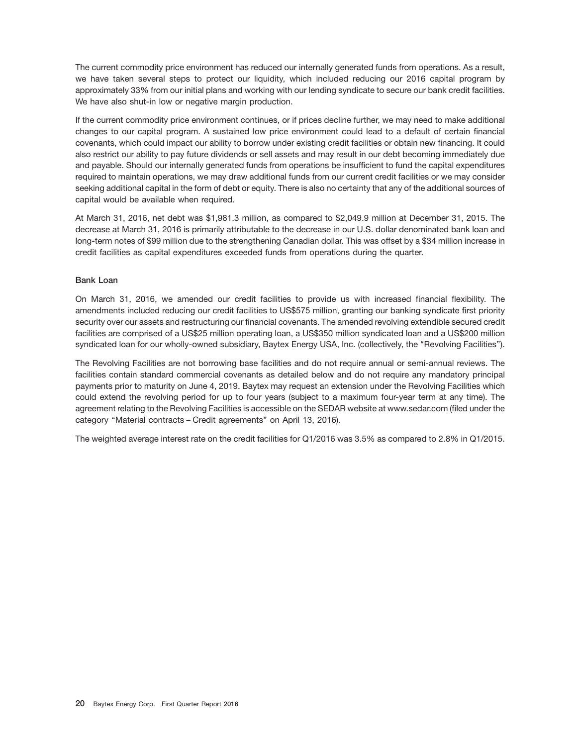The current commodity price environment has reduced our internally generated funds from operations. As a result, we have taken several steps to protect our liquidity, which included reducing our 2016 capital program by approximately 33% from our initial plans and working with our lending syndicate to secure our bank credit facilities. We have also shut-in low or negative margin production.

If the current commodity price environment continues, or if prices decline further, we may need to make additional changes to our capital program. A sustained low price environment could lead to a default of certain financial covenants, which could impact our ability to borrow under existing credit facilities or obtain new financing. It could also restrict our ability to pay future dividends or sell assets and may result in our debt becoming immediately due and payable. Should our internally generated funds from operations be insufficient to fund the capital expenditures required to maintain operations, we may draw additional funds from our current credit facilities or we may consider seeking additional capital in the form of debt or equity. There is also no certainty that any of the additional sources of capital would be available when required.

At March 31, 2016, net debt was $1,981.3 million, as compared to $2,049.9 million at December 31, 2015. The decrease at March 31, 2016 is primarily attributable to the decrease in our U.S. dollar denominated bank loan and long-term notes of $99 million due to the strengthening Canadian dollar. This was offset by a $34 million increase in credit facilities as capital expenditures exceeded funds from operations during the quarter.

### Bank Loan

On March 31, 2016, we amended our credit facilities to provide us with increased financial flexibility. The amendments included reducing our credit facilities to US$575 million, granting our banking syndicate first priority security over our assets and restructuring our financial covenants. The amended revolving extendible secured credit facilities are comprised of a US$25 million operating loan, a US$350 million syndicated loan and a US$200 million syndicated loan for our wholly-owned subsidiary, Baytex Energy USA, Inc. (collectively, the "Revolving Facilities").

The Revolving Facilities are not borrowing base facilities and do not require annual or semi-annual reviews. The facilities contain standard commercial covenants as detailed below and do not require any mandatory principal payments prior to maturity on June 4, 2019. Baytex may request an extension under the Revolving Facilities which could extend the revolving period for up to four years (subject to a maximum four-year term at any time). The agreement relating to the Revolving Facilities is accessible on the SEDAR website at www.sedar.com (filed under the category "Material contracts – Credit agreements" on April 13, 2016).

The weighted average interest rate on the credit facilities for Q1/2016 was 3.5% as compared to 2.8% in Q1/2015.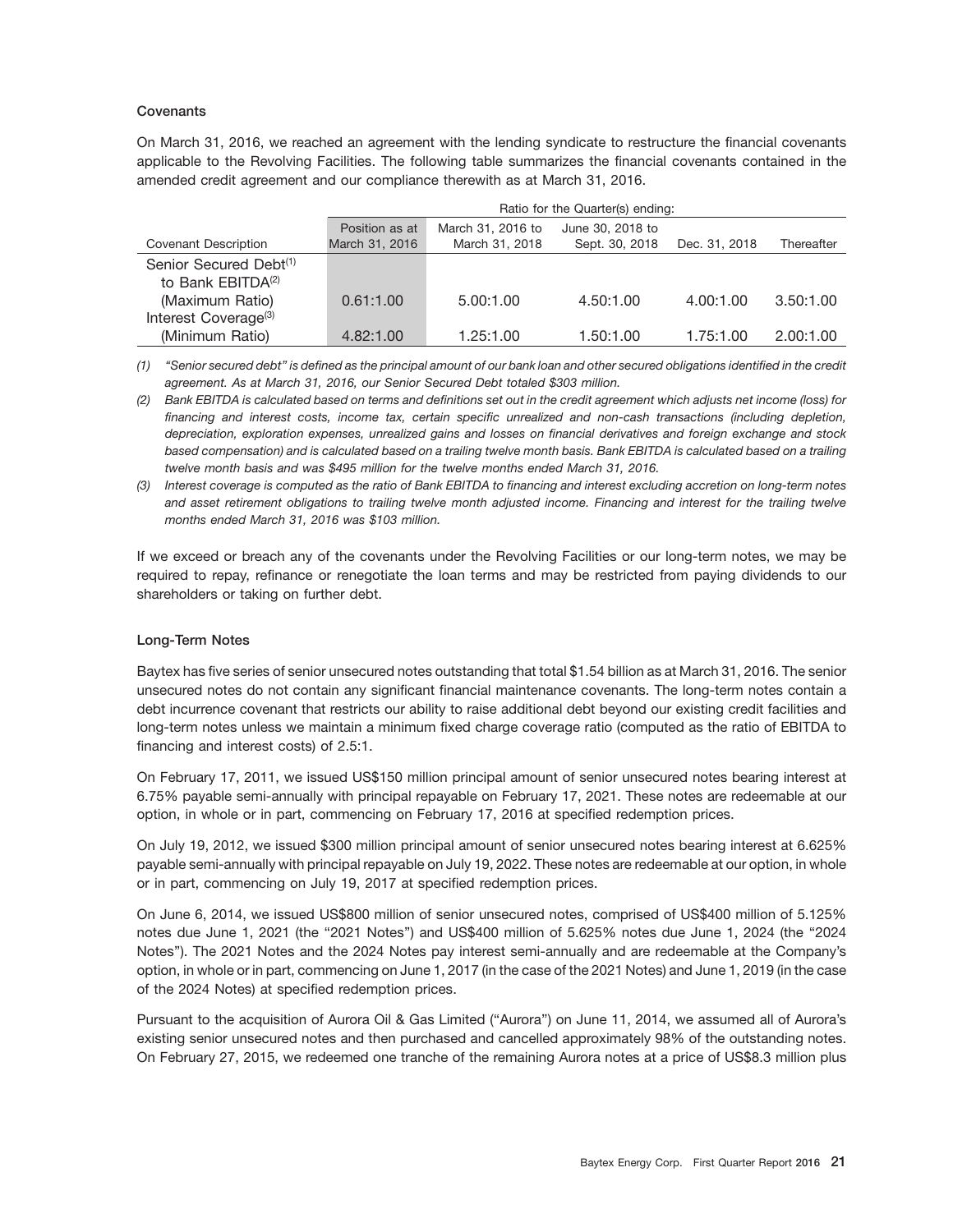### Covenants

On March 31, 2016, we reached an agreement with the lending syndicate to restructure the financial covenants applicable to the Revolving Facilities. The following table summarizes the financial covenants contained in the amended credit agreement and our compliance therewith as at March 31, 2016.

| | | Ratio for the Quarter(s) ending: | | | |
|---|---|---|---|---|---|
| Covenant Description | Position as at March 31, 2016 | March 31, 2016 to March 31, 2018 | June 30, 2018 to Sept. 30, 2018 | Dec. 31, 2018 | Thereafter |
| Senior Secured Debt[(1)] to Bank EBITDA[(2)] (Maximum Ratio) | 0.61:1.00 | 5.00:1.00 | 4.50:1.00 | 4.00:1.00 | 3.50:1.00 |
| Interest Coverage[(3)] (Minimum Ratio) | 4.82:1.00 | 1.25:1.00 | 1.50:1.00 | 1.75:1.00 | 2.00:1.00 |

*(1) "Senior secured debt" is defined as the principal amount of our bank loan and other secured obligations identified in the credit agreement. As at March 31, 2016, our Senior Secured Debt totaled $303 million.*

*(2) Bank EBITDA is calculated based on terms and definitions set out in the credit agreement which adjusts net income (loss) for financing and interest costs, income tax, certain specific unrealized and non-cash transactions (including depletion, depreciation, exploration expenses, unrealized gains and losses on financial derivatives and foreign exchange and stock based compensation) and is calculated based on a trailing twelve month basis. Bank EBITDA is calculated based on a trailing twelve month basis and was $495 million for the twelve months ended March 31, 2016.*

*(3) Interest coverage is computed as the ratio of Bank EBITDA to financing and interest excluding accretion on long-term notes and asset retirement obligations to trailing twelve month adjusted income. Financing and interest for the trailing twelve months ended March 31, 2016 was $103 million.*

If we exceed or breach any of the covenants under the Revolving Facilities or our long-term notes, we may be required to repay, refinance or renegotiate the loan terms and may be restricted from paying dividends to our shareholders or taking on further debt.

### Long-Term Notes

Baytex has five series of senior unsecured notes outstanding that total $1.54 billion as at March 31, 2016. The senior unsecured notes do not contain any significant financial maintenance covenants. The long-term notes contain a debt incurrence covenant that restricts our ability to raise additional debt beyond our existing credit facilities and long-term notes unless we maintain a minimum fixed charge coverage ratio (computed as the ratio of EBITDA to financing and interest costs) of 2.5:1.

On February 17, 2011, we issued US$150 million principal amount of senior unsecured notes bearing interest at 6.75% payable semi-annually with principal repayable on February 17, 2021. These notes are redeemable at our option, in whole or in part, commencing on February 17, 2016 at specified redemption prices.

On July 19, 2012, we issued $300 million principal amount of senior unsecured notes bearing interest at 6.625% payable semi-annually with principal repayable on July 19, 2022. These notes are redeemable at our option, in whole or in part, commencing on July 19, 2017 at specified redemption prices.

On June 6, 2014, we issued US$800 million of senior unsecured notes, comprised of US$400 million of 5.125% notes due June 1, 2021 (the "2021 Notes") and US$400 million of 5.625% notes due June 1, 2024 (the "2024 Notes"). The 2021 Notes and the 2024 Notes pay interest semi-annually and are redeemable at the Company's option, in whole or in part, commencing on June 1, 2017 (in the case of the 2021 Notes) and June 1, 2019 (in the case of the 2024 Notes) at specified redemption prices.

Pursuant to the acquisition of Aurora Oil & Gas Limited ("Aurora") on June 11, 2014, we assumed all of Aurora's existing senior unsecured notes and then purchased and cancelled approximately 98% of the outstanding notes. On February 27, 2015, we redeemed one tranche of the remaining Aurora notes at a price of US$8.3 million plus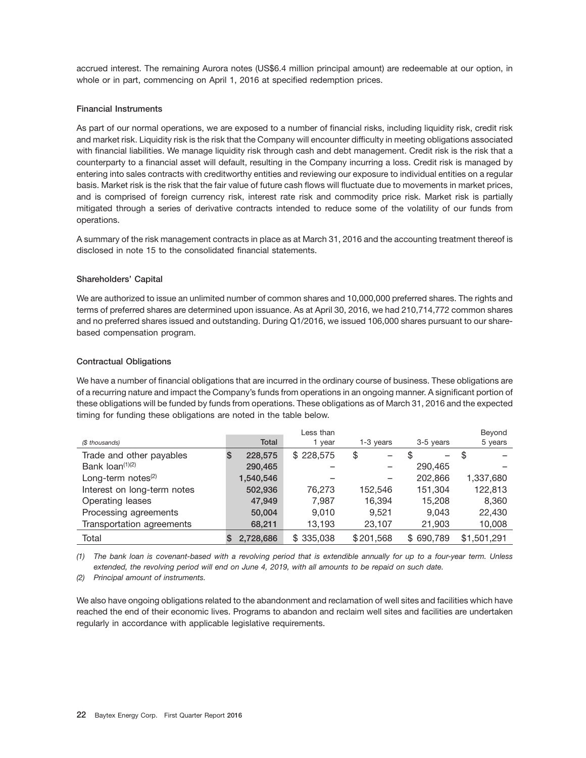accrued interest. The remaining Aurora notes (US$6.4 million principal amount) are redeemable at our option, in whole or in part, commencing on April 1, 2016 at specified redemption prices.

### Financial Instruments

As part of our normal operations, we are exposed to a number of financial risks, including liquidity risk, credit risk and market risk. Liquidity risk is the risk that the Company will encounter difficulty in meeting obligations associated with financial liabilities. We manage liquidity risk through cash and debt management. Credit risk is the risk that a counterparty to a financial asset will default, resulting in the Company incurring a loss. Credit risk is managed by entering into sales contracts with creditworthy entities and reviewing our exposure to individual entities on a regular basis. Market risk is the risk that the fair value of future cash flows will fluctuate due to movements in market prices, and is comprised of foreign currency risk, interest rate risk and commodity price risk. Market risk is partially mitigated through a series of derivative contracts intended to reduce some of the volatility of our funds from operations.

A summary of the risk management contracts in place as at March 31, 2016 and the accounting treatment thereof is disclosed in note 15 to the consolidated financial statements.

### Shareholders' Capital

We are authorized to issue an unlimited number of common shares and 10,000,000 preferred shares. The rights and terms of preferred shares are determined upon issuance. As at April 30, 2016, we had 210,714,772 common shares and no preferred shares issued and outstanding. During Q1/2016, we issued 106,000 shares pursuant to our share-based compensation program.

### Contractual Obligations

We have a number of financial obligations that are incurred in the ordinary course of business. These obligations are of a recurring nature and impact the Company's funds from operations in an ongoing manner. A significant portion of these obligations will be funded by funds from operations. These obligations as of March 31, 2016 and the expected timing for funding these obligations are noted in the table below.

| *($ thousands)* | Total | Less than 1 year | 1-3 years | 3-5 years | Beyond 5 years |
|---|---|---|---|---|---|
| Trade and other payables | $ 228,575 | $ 228,575 | $ – | $ – | $ – |
| Bank loan[(1)(2)] | 290,465 | – | – | 290,465 | – |
| Long-term notes[(2)] | 1,540,546 | – | – | 202,866 | 1,337,680 |
| Interest on long-term notes | 502,936 | 76,273 | 152,546 | 151,304 | 122,813 |
| Operating leases | 47,949 | 7,987 | 16,394 | 15,208 | 8,360 |
| Processing agreements | 50,004 | 9,010 | 9,521 | 9,043 | 22,430 |
| Transportation agreements | 68,211 | 13,193 | 23,107 | 21,903 | 10,008 |
| Total | $ 2,728,686 | $ 335,038 | $ 201,568 | $ 690,789 | $ 1,501,291 |

*(1) The bank loan is covenant-based with a revolving period that is extendible annually for up to a four-year term. Unless extended, the revolving period will end on June 4, 2019, with all amounts to be repaid on such date.*

*(2) Principal amount of instruments.*

We also have ongoing obligations related to the abandonment and reclamation of well sites and facilities which have reached the end of their economic lives. Programs to abandon and reclaim well sites and facilities are undertaken regularly in accordance with applicable legislative requirements.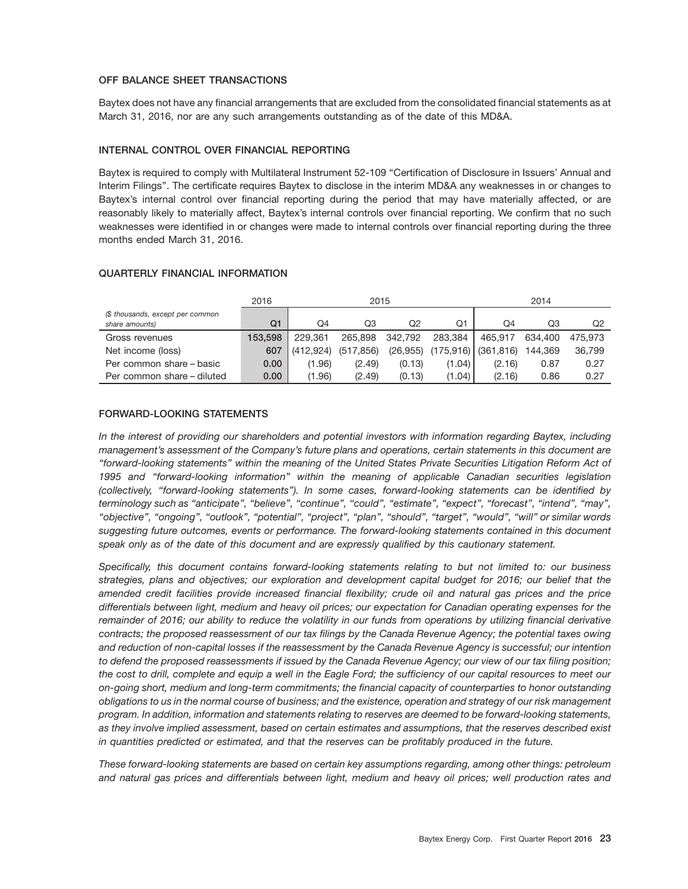## OFF BALANCE SHEET TRANSACTIONS

Baytex does not have any financial arrangements that are excluded from the consolidated financial statements as at March 31, 2016, nor are any such arrangements outstanding as of the date of this MD&A.

## INTERNAL CONTROL OVER FINANCIAL REPORTING

Baytex is required to comply with Multilateral Instrument 52-109 "Certification of Disclosure in Issuers' Annual and Interim Filings". The certificate requires Baytex to disclose in the interim MD&A any weaknesses in or changes to Baytex's internal control over financial reporting during the period that may have materially affected, or are reasonably likely to materially affect, Baytex's internal controls over financial reporting. We confirm that no such weaknesses were identified in or changes were made to internal controls over financial reporting during the three months ended March 31, 2016.

## QUARTERLY FINANCIAL INFORMATION

| | 2016 | 2015 | | | | 2014 | | |
|---|---|---|---|---|---|---|---|---|
| *($ thousands, except per common share amounts)* | Q1 | Q4 | Q3 | Q2 | Q1 | Q4 | Q3 | Q2 |
| Gross revenues | **153,598** | 229,361 | 265,898 | 342,792 | 283,384 | 465,917 | 634,400 | 475,973 |
| Net income (loss) | **607** | (412,924) | (517,856) | (26,955) | (175,916) | (361,816) | 144,369 | 36,799 |
| Per common share – basic | **0.00** | (1.96) | (2.49) | (0.13) | (1.04) | (2.16) | 0.87 | 0.27 |
| Per common share – diluted | **0.00** | (1.96) | (2.49) | (0.13) | (1.04) | (2.16) | 0.86 | 0.27 |

## FORWARD-LOOKING STATEMENTS

*In the interest of providing our shareholders and potential investors with information regarding Baytex, including management's assessment of the Company's future plans and operations, certain statements in this document are "forward-looking statements" within the meaning of the United States Private Securities Litigation Reform Act of 1995 and "forward-looking information" within the meaning of applicable Canadian securities legislation (collectively, "forward-looking statements"). In some cases, forward-looking statements can be identified by terminology such as "anticipate", "believe", "continue", "could", "estimate", "expect", "forecast", "intend", "may", "objective", "ongoing", "outlook", "potential", "project", "plan", "should", "target", "would", "will" or similar words suggesting future outcomes, events or performance. The forward-looking statements contained in this document speak only as of the date of this document and are expressly qualified by this cautionary statement.*

*Specifically, this document contains forward-looking statements relating to but not limited to: our business strategies, plans and objectives; our exploration and development capital budget for 2016; our belief that the amended credit facilities provide increased financial flexibility; crude oil and natural gas prices and the price differentials between light, medium and heavy oil prices; our expectation for Canadian operating expenses for the remainder of 2016; our ability to reduce the volatility in our funds from operations by utilizing financial derivative contracts; the proposed reassessment of our tax filings by the Canada Revenue Agency; the potential taxes owing and reduction of non-capital losses if the reassessment by the Canada Revenue Agency is successful; our intention to defend the proposed reassessments if issued by the Canada Revenue Agency; our view of our tax filing position; the cost to drill, complete and equip a well in the Eagle Ford; the sufficiency of our capital resources to meet our on-going short, medium and long-term commitments; the financial capacity of counterparties to honor outstanding obligations to us in the normal course of business; and the existence, operation and strategy of our risk management program. In addition, information and statements relating to reserves are deemed to be forward-looking statements, as they involve implied assessment, based on certain estimates and assumptions, that the reserves described exist in quantities predicted or estimated, and that the reserves can be profitably produced in the future.*

*These forward-looking statements are based on certain key assumptions regarding, among other things: petroleum and natural gas prices and differentials between light, medium and heavy oil prices; well production rates and*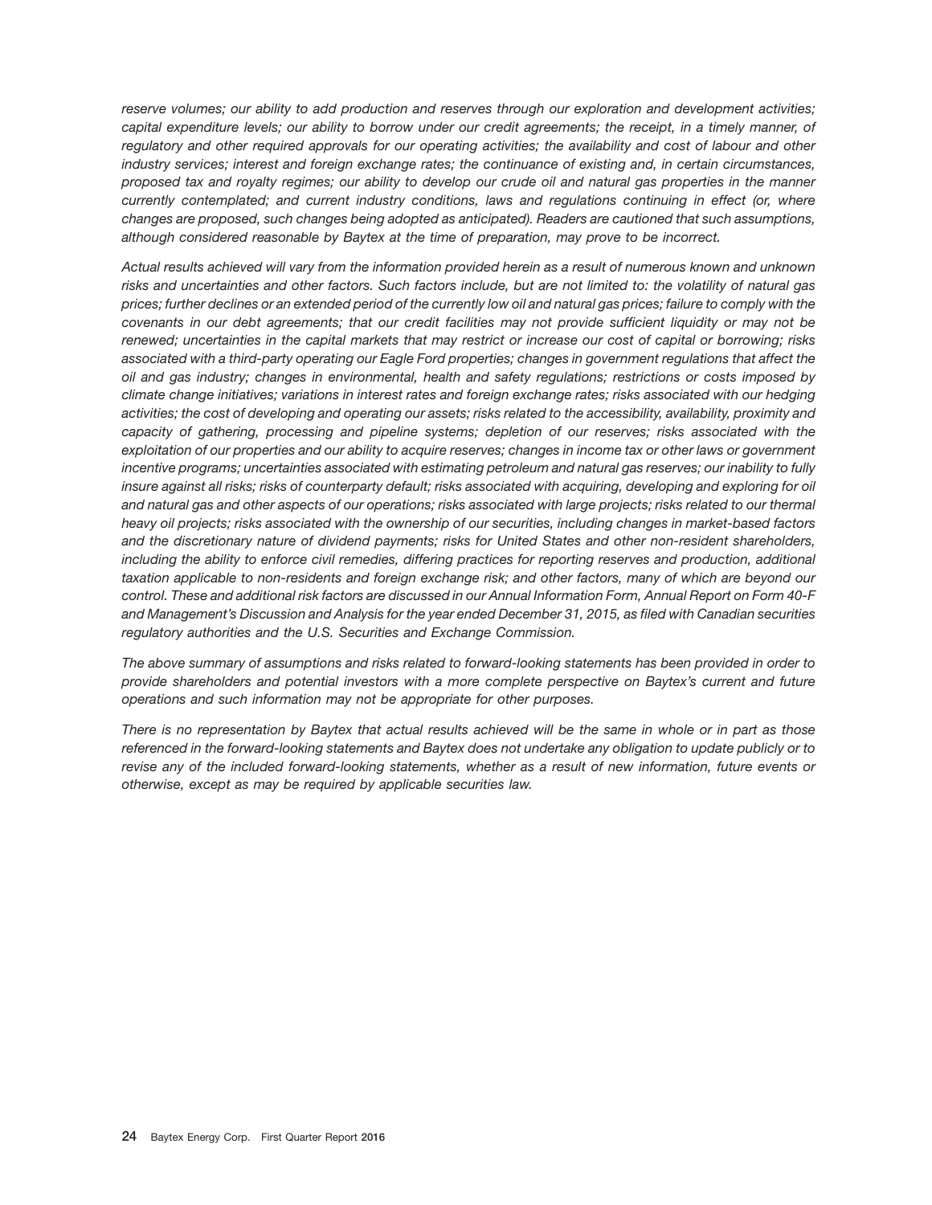*reserve volumes; our ability to add production and reserves through our exploration and development activities; capital expenditure levels; our ability to borrow under our credit agreements; the receipt, in a timely manner, of regulatory and other required approvals for our operating activities; the availability and cost of labour and other industry services; interest and foreign exchange rates; the continuance of existing and, in certain circumstances, proposed tax and royalty regimes; our ability to develop our crude oil and natural gas properties in the manner currently contemplated; and current industry conditions, laws and regulations continuing in effect (or, where changes are proposed, such changes being adopted as anticipated). Readers are cautioned that such assumptions, although considered reasonable by Baytex at the time of preparation, may prove to be incorrect.*

*Actual results achieved will vary from the information provided herein as a result of numerous known and unknown risks and uncertainties and other factors. Such factors include, but are not limited to: the volatility of natural gas prices; further declines or an extended period of the currently low oil and natural gas prices; failure to comply with the covenants in our debt agreements; that our credit facilities may not provide sufficient liquidity or may not be renewed; uncertainties in the capital markets that may restrict or increase our cost of capital or borrowing; risks associated with a third-party operating our Eagle Ford properties; changes in government regulations that affect the oil and gas industry; changes in environmental, health and safety regulations; restrictions or costs imposed by climate change initiatives; variations in interest rates and foreign exchange rates; risks associated with our hedging activities; the cost of developing and operating our assets; risks related to the accessibility, availability, proximity and capacity of gathering, processing and pipeline systems; depletion of our reserves; risks associated with the exploitation of our properties and our ability to acquire reserves; changes in income tax or other laws or government incentive programs; uncertainties associated with estimating petroleum and natural gas reserves; our inability to fully insure against all risks; risks of counterparty default; risks associated with acquiring, developing and exploring for oil and natural gas and other aspects of our operations; risks associated with large projects; risks related to our thermal heavy oil projects; risks associated with the ownership of our securities, including changes in market-based factors and the discretionary nature of dividend payments; risks for United States and other non-resident shareholders, including the ability to enforce civil remedies, differing practices for reporting reserves and production, additional taxation applicable to non-residents and foreign exchange risk; and other factors, many of which are beyond our control. These and additional risk factors are discussed in our Annual Information Form, Annual Report on Form 40-F and Management's Discussion and Analysis for the year ended December 31, 2015, as filed with Canadian securities regulatory authorities and the U.S. Securities and Exchange Commission.*

*The above summary of assumptions and risks related to forward-looking statements has been provided in order to provide shareholders and potential investors with a more complete perspective on Baytex's current and future operations and such information may not be appropriate for other purposes.*

*There is no representation by Baytex that actual results achieved will be the same in whole or in part as those referenced in the forward-looking statements and Baytex does not undertake any obligation to update publicly or to revise any of the included forward-looking statements, whether as a result of new information, future events or otherwise, except as may be required by applicable securities law.*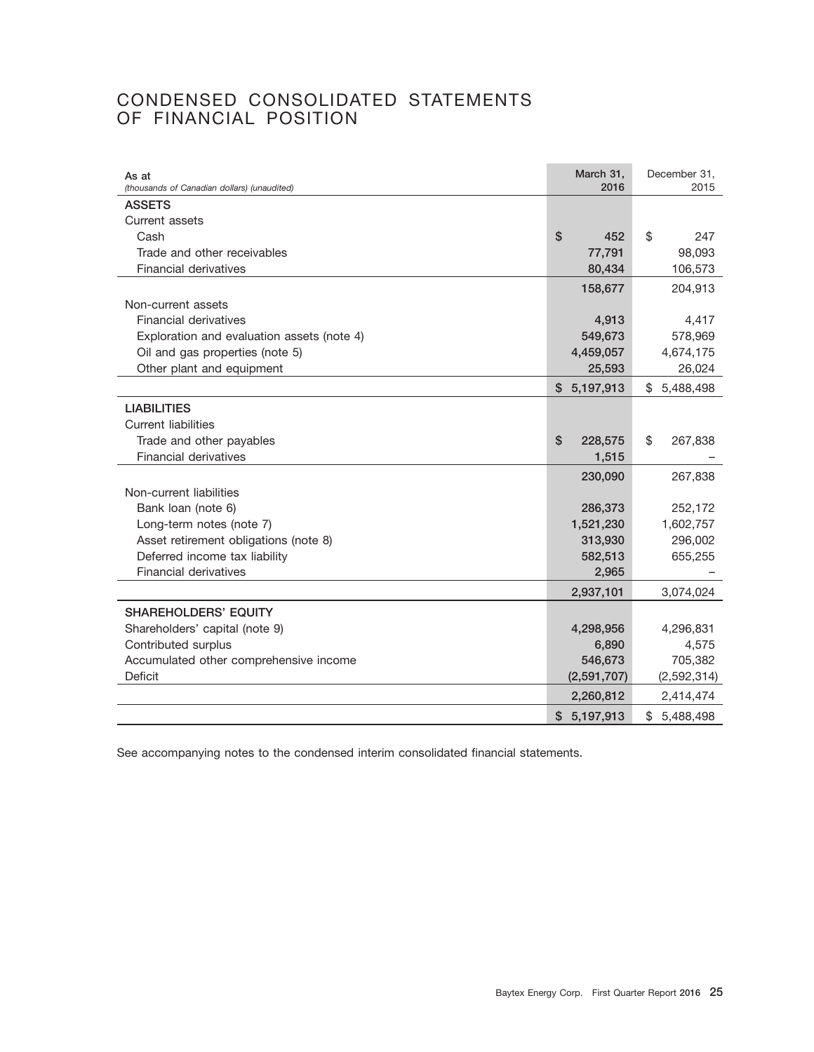# CONDENSED CONSOLIDATED STATEMENTS OF FINANCIAL POSITION

| As at<br>*(thousands of Canadian dollars) (unaudited)* | March 31, 2016 | December 31, 2015 |
|---|---|---|
| **ASSETS** | | |
| Current assets | | |
| Cash | $ 452 | $ 247 |
| Trade and other receivables | 77,791 | 98,093 |
| Financial derivatives | 80,434 | 106,573 |
| | 158,677 | 204,913 |
| Non-current assets | | |
| Financial derivatives | 4,913 | 4,417 |
| Exploration and evaluation assets (note 4) | 549,673 | 578,969 |
| Oil and gas properties (note 5) | 4,459,057 | 4,674,175 |
| Other plant and equipment | 25,593 | 26,024 |
| | $ 5,197,913 | $ 5,488,498 |
| **LIABILITIES** | | |
| Current liabilities | | |
| Trade and other payables | $ 228,575 | $ 267,838 |
| Financial derivatives | 1,515 | – |
| | 230,090 | 267,838 |
| Non-current liabilities | | |
| Bank loan (note 6) | 286,373 | 252,172 |
| Long-term notes (note 7) | 1,521,230 | 1,602,757 |
| Asset retirement obligations (note 8) | 313,930 | 296,002 |
| Deferred income tax liability | 582,513 | 655,255 |
| Financial derivatives | 2,965 | – |
| | 2,937,101 | 3,074,024 |
| **SHAREHOLDERS' EQUITY** | | |
| Shareholders' capital (note 9) | 4,298,956 | 4,296,831 |
| Contributed surplus | 6,890 | 4,575 |
| Accumulated other comprehensive income | 546,673 | 705,382 |
| Deficit | (2,591,707) | (2,592,314) |
| | 2,260,812 | 2,414,474 |
| | $ 5,197,913 | $ 5,488,498 |

See accompanying notes to the condensed interim consolidated financial statements.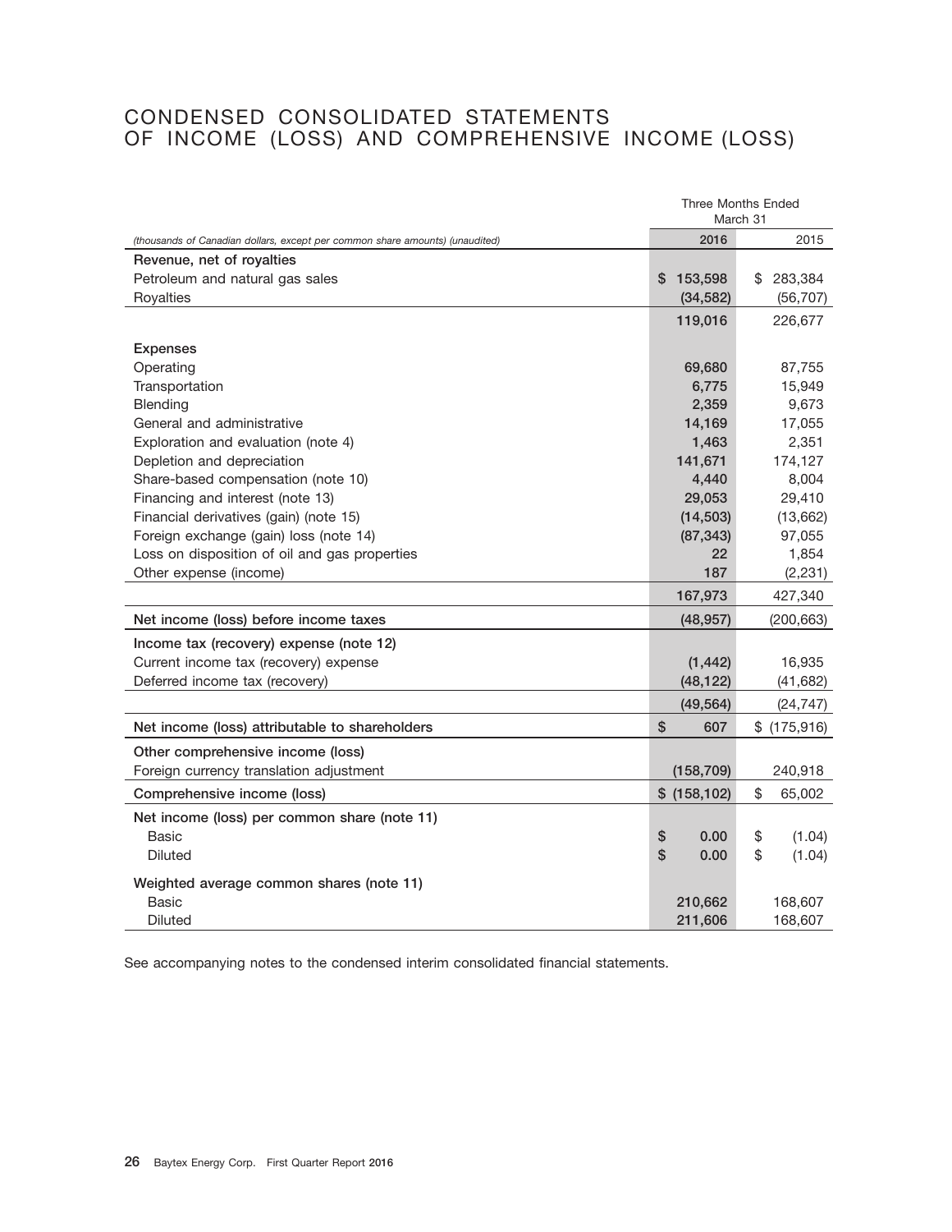# CONDENSED CONSOLIDATED STATEMENTS OF INCOME (LOSS) AND COMPREHENSIVE INCOME (LOSS)

| *(thousands of Canadian dollars, except per common share amounts) (unaudited)* | Three Months Ended March 31 2016 | Three Months Ended March 31 2015 |
|---|---|---|
| **Revenue, net of royalties** | | |
| Petroleum and natural gas sales | $ 153,598 | $ 283,384 |
| Royalties | (34,582) | (56,707) |
| | 119,016 | 226,677 |
| **Expenses** | | |
| Operating | 69,680 | 87,755 |
| Transportation | 6,775 | 15,949 |
| Blending | 2,359 | 9,673 |
| General and administrative | 14,169 | 17,055 |
| Exploration and evaluation (note 4) | 1,463 | 2,351 |
| Depletion and depreciation | 141,671 | 174,127 |
| Share-based compensation (note 10) | 4,440 | 8,004 |
| Financing and interest (note 13) | 29,053 | 29,410 |
| Financial derivatives (gain) (note 15) | (14,503) | (13,662) |
| Foreign exchange (gain) loss (note 14) | (87,343) | 97,055 |
| Loss on disposition of oil and gas properties | 22 | 1,854 |
| Other expense (income) | 187 | (2,231) |
| | 167,973 | 427,340 |
| **Net income (loss) before income taxes** | (48,957) | (200,663) |
| **Income tax (recovery) expense (note 12)** | | |
| Current income tax (recovery) expense | (1,442) | 16,935 |
| Deferred income tax (recovery) | (48,122) | (41,682) |
| | (49,564) | (24,747) |
| **Net income (loss) attributable to shareholders** | $ 607 | $ (175,916) |
| **Other comprehensive income (loss)** | | |
| Foreign currency translation adjustment | (158,709) | 240,918 |
| **Comprehensive income (loss)** | $ (158,102) | $ 65,002 |
| **Net income (loss) per common share (note 11)** | | |
| Basic | $ 0.00 | $ (1.04) |
| Diluted | $ 0.00 | $ (1.04) |
| **Weighted average common shares (note 11)** | | |
| Basic | 210,662 | 168,607 |
| Diluted | 211,606 | 168,607 |

See accompanying notes to the condensed interim consolidated financial statements.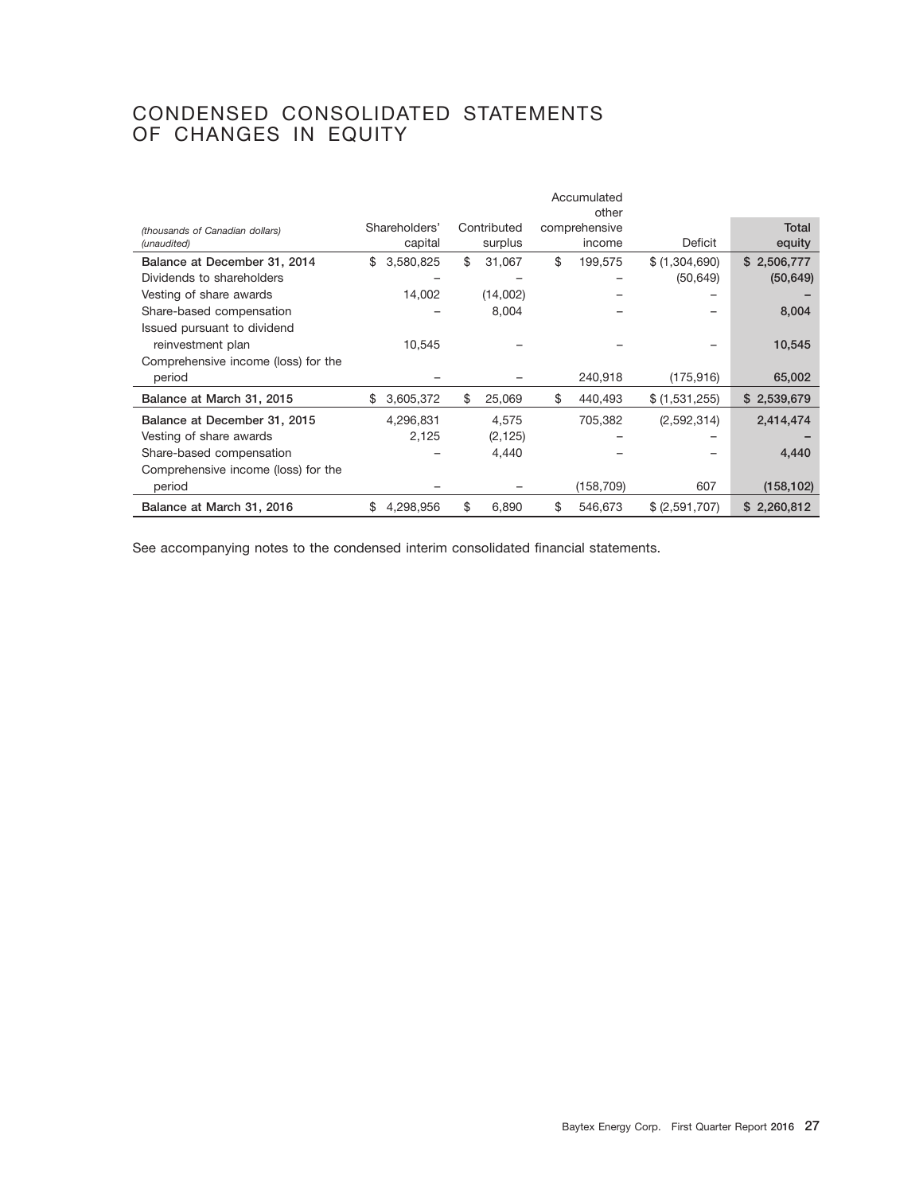# CONDENSED CONSOLIDATED STATEMENTS OF CHANGES IN EQUITY

| *(thousands of Canadian dollars)* *(unaudited)* | Shareholders' capital | Contributed surplus | Accumulated other comprehensive income | Deficit | Total equity |
|---|---|---|---|---|---|
| **Balance at December 31, 2014** | $ 3,580,825 | $ 31,067 | $ 199,575 | $ (1,304,690) | **$ 2,506,777** |
| Dividends to shareholders | – | – | – | (50,649) | **(50,649)** |
| Vesting of share awards | 14,002 | (14,002) | – | – | **–** |
| Share-based compensation | – | 8,004 | – | – | **8,004** |
| Issued pursuant to dividend reinvestment plan | 10,545 | – | – | – | **10,545** |
| Comprehensive income (loss) for the period | – | – | 240,918 | (175,916) | **65,002** |
| **Balance at March 31, 2015** | $ 3,605,372 | $ 25,069 | $ 440,493 | $ (1,531,255) | **$ 2,539,679** |
| **Balance at December 31, 2015** | 4,296,831 | 4,575 | 705,382 | (2,592,314) | **2,414,474** |
| Vesting of share awards | 2,125 | (2,125) | – | – | **–** |
| Share-based compensation | – | 4,440 | – | – | **4,440** |
| Comprehensive income (loss) for the period | – | – | (158,709) | 607 | **(158,102)** |
| **Balance at March 31, 2016** | $ 4,298,956 | $ 6,890 | $ 546,673 | $ (2,591,707) | **$ 2,260,812** |

See accompanying notes to the condensed interim consolidated financial statements.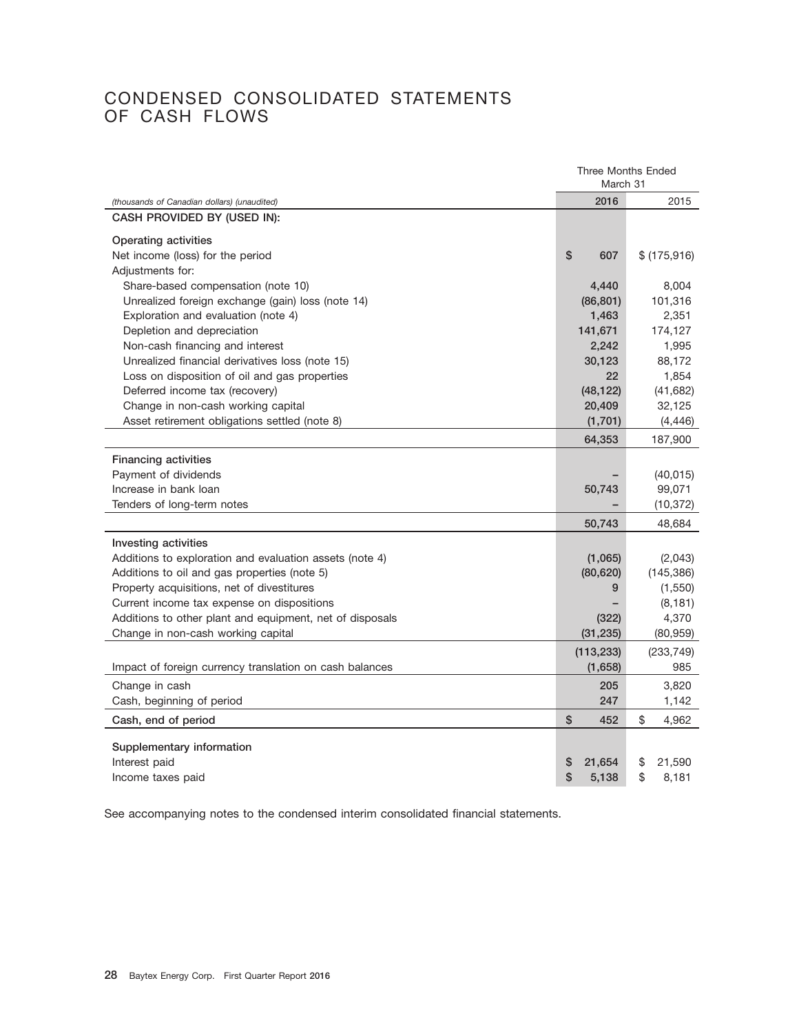# CONDENSED CONSOLIDATED STATEMENTS OF CASH FLOWS

| *(thousands of Canadian dollars) (unaudited)* | Three Months Ended March 31 2016 | 2015 |
|---|---|---|
| **CASH PROVIDED BY (USED IN):** | | |
| **Operating activities** | | |
| Net income (loss) for the period | $ 607 | $ (175,916) |
| Adjustments for: | | |
| Share-based compensation (note 10) | 4,440 | 8,004 |
| Unrealized foreign exchange (gain) loss (note 14) | (86,801) | 101,316 |
| Exploration and evaluation (note 4) | 1,463 | 2,351 |
| Depletion and depreciation | 141,671 | 174,127 |
| Non-cash financing and interest | 2,242 | 1,995 |
| Unrealized financial derivatives loss (note 15) | 30,123 | 88,172 |
| Loss on disposition of oil and gas properties | 22 | 1,854 |
| Deferred income tax (recovery) | (48,122) | (41,682) |
| Change in non-cash working capital | 20,409 | 32,125 |
| Asset retirement obligations settled (note 8) | (1,701) | (4,446) |
| | 64,353 | 187,900 |
| **Financing activities** | | |
| Payment of dividends | – | (40,015) |
| Increase in bank loan | 50,743 | 99,071 |
| Tenders of long-term notes | – | (10,372) |
| | 50,743 | 48,684 |
| **Investing activities** | | |
| Additions to exploration and evaluation assets (note 4) | (1,065) | (2,043) |
| Additions to oil and gas properties (note 5) | (80,620) | (145,386) |
| Property acquisitions, net of divestitures | 9 | (1,550) |
| Current income tax expense on dispositions | – | (8,181) |
| Additions to other plant and equipment, net of disposals | (322) | 4,370 |
| Change in non-cash working capital | (31,235) | (80,959) |
| | (113,233) | (233,749) |
| Impact of foreign currency translation on cash balances | (1,658) | 985 |
| Change in cash | 205 | 3,820 |
| Cash, beginning of period | 247 | 1,142 |
| **Cash, end of period** | $ 452 | $ 4,962 |
| **Supplementary information** | | |
| Interest paid | $ 21,654 | $ 21,590 |
| Income taxes paid | $ 5,138 | $ 8,181 |

See accompanying notes to the condensed interim consolidated financial statements.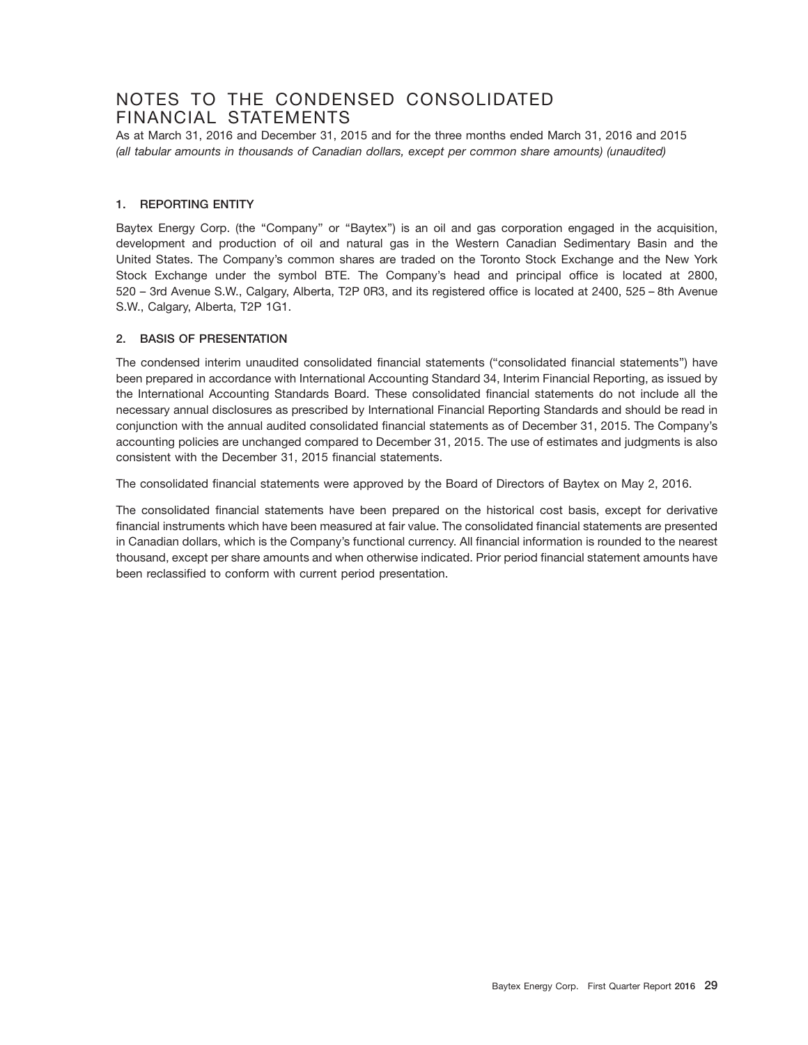# NOTES TO THE CONDENSED CONSOLIDATED FINANCIAL STATEMENTS

As at March 31, 2016 and December 31, 2015 and for the three months ended March 31, 2016 and 2015
*(all tabular amounts in thousands of Canadian dollars, except per common share amounts) (unaudited)*

## 1. REPORTING ENTITY

Baytex Energy Corp. (the "Company" or "Baytex") is an oil and gas corporation engaged in the acquisition, development and production of oil and natural gas in the Western Canadian Sedimentary Basin and the United States. The Company's common shares are traded on the Toronto Stock Exchange and the New York Stock Exchange under the symbol BTE. The Company's head and principal office is located at 2800, 520 – 3rd Avenue S.W., Calgary, Alberta, T2P 0R3, and its registered office is located at 2400, 525 – 8th Avenue S.W., Calgary, Alberta, T2P 1G1.

## 2. BASIS OF PRESENTATION

The condensed interim unaudited consolidated financial statements ("consolidated financial statements") have been prepared in accordance with International Accounting Standard 34, Interim Financial Reporting, as issued by the International Accounting Standards Board. These consolidated financial statements do not include all the necessary annual disclosures as prescribed by International Financial Reporting Standards and should be read in conjunction with the annual audited consolidated financial statements as of December 31, 2015. The Company's accounting policies are unchanged compared to December 31, 2015. The use of estimates and judgments is also consistent with the December 31, 2015 financial statements.

The consolidated financial statements were approved by the Board of Directors of Baytex on May 2, 2016.

The consolidated financial statements have been prepared on the historical cost basis, except for derivative financial instruments which have been measured at fair value. The consolidated financial statements are presented in Canadian dollars, which is the Company's functional currency. All financial information is rounded to the nearest thousand, except per share amounts and when otherwise indicated. Prior period financial statement amounts have been reclassified to conform with current period presentation.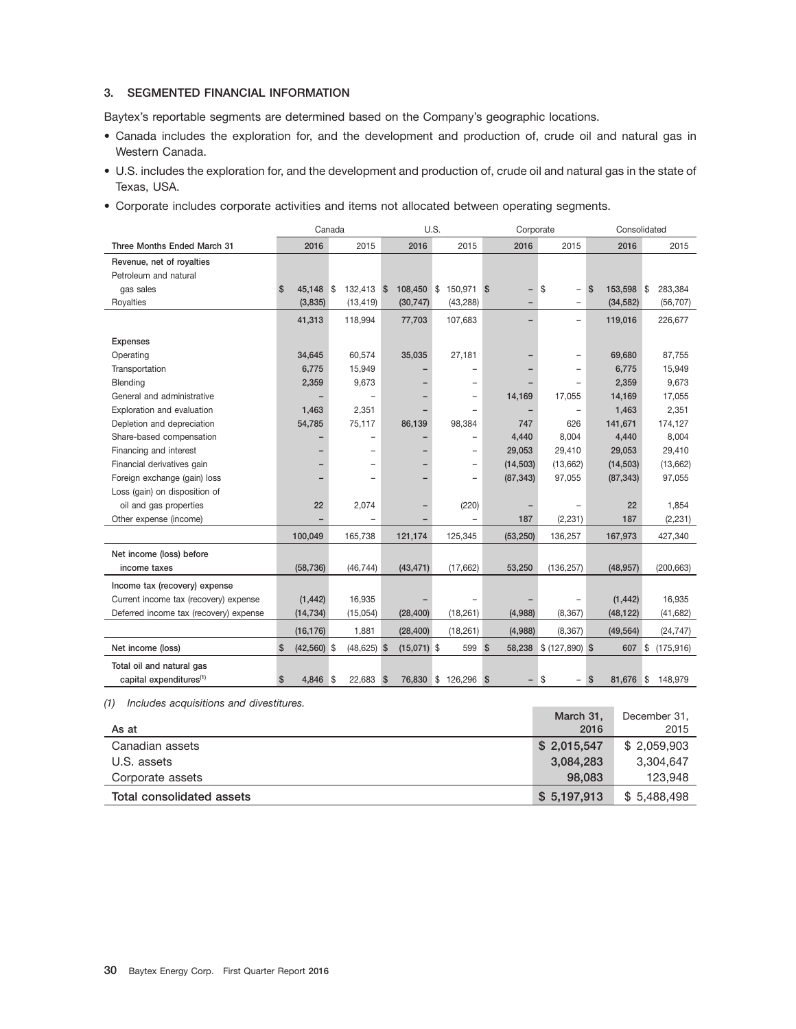### 3. SEGMENTED FINANCIAL INFORMATION

Baytex's reportable segments are determined based on the Company's geographic locations.

- Canada includes the exploration for, and the development and production of, crude oil and natural gas in Western Canada.
- U.S. includes the exploration for, and the development and production of, crude oil and natural gas in the state of Texas, USA.
- Corporate includes corporate activities and items not allocated between operating segments.

| | Canada | | U.S. | | Corporate | | Consolidated | |
|---|---|---|---|---|---|---|---|---|
| Three Months Ended March 31 | 2016 | 2015 | 2016 | 2015 | 2016 | 2015 | 2016 | 2015 |
| **Revenue, net of royalties** | | | | | | | | |
| Petroleum and natural gas sales | $ 45,148 | $ 132,413 | $ 108,450 | $ 150,971 | $ – | $ – | $ 153,598 | $ 283,384 |
| Royalties | (3,835) | (13,419) | (30,747) | (43,288) | – | – | (34,582) | (56,707) |
| | 41,313 | 118,994 | 77,703 | 107,683 | – | – | 119,016 | 226,677 |
| **Expenses** | | | | | | | | |
| Operating | 34,645 | 60,574 | 35,035 | 27,181 | – | – | 69,680 | 87,755 |
| Transportation | 6,775 | 15,949 | – | – | – | – | 6,775 | 15,949 |
| Blending | 2,359 | 9,673 | – | – | – | – | 2,359 | 9,673 |
| General and administrative | – | – | – | – | 14,169 | 17,055 | 14,169 | 17,055 |
| Exploration and evaluation | 1,463 | 2,351 | – | – | – | – | 1,463 | 2,351 |
| Depletion and depreciation | 54,785 | 75,117 | 86,139 | 98,384 | 747 | 626 | 141,671 | 174,127 |
| Share-based compensation | – | – | – | – | 4,440 | 8,004 | 4,440 | 8,004 |
| Financing and interest | – | – | – | – | 29,053 | 29,410 | 29,053 | 29,410 |
| Financial derivatives gain | – | – | – | – | (14,503) | (13,662) | (14,503) | (13,662) |
| Foreign exchange (gain) loss | – | – | – | – | (87,343) | 97,055 | (87,343) | 97,055 |
| Loss (gain) on disposition of oil and gas properties | 22 | 2,074 | – | (220) | – | – | 22 | 1,854 |
| Other expense (income) | – | – | – | – | 187 | (2,231) | 187 | (2,231) |
| | 100,049 | 165,738 | 121,174 | 125,345 | (53,250) | 136,257 | 167,973 | 427,340 |
| **Net income (loss) before income taxes** | (58,736) | (46,744) | (43,471) | (17,662) | 53,250 | (136,257) | (48,957) | (200,663) |
| **Income tax (recovery) expense** | | | | | | | | |
| Current income tax (recovery) expense | (1,442) | 16,935 | – | – | – | – | (1,442) | 16,935 |
| Deferred income tax (recovery) expense | (14,734) | (15,054) | (28,400) | (18,261) | (4,988) | (8,367) | (48,122) | (41,682) |
| | (16,176) | 1,881 | (28,400) | (18,261) | (4,988) | (8,367) | (49,564) | (24,747) |
| **Net income (loss)** | $ (42,560) | $ (48,625) | $ (15,071) | $ 599 | $ 58,238 | $ (127,890) | $ 607 | $ (175,916) |
| **Total oil and natural gas capital expenditures**[1] | $ 4,846 | $ 22,683 | $ 76,830 | $ 126,296 | $ – | $ – | $ 81,676 | $ 148,979 |

*(1) Includes acquisitions and divestitures.*

| As at | March 31, 2016 | December 31, 2015 |
|---|---|---|
| Canadian assets | $ 2,015,547 | $ 2,059,903 |
| U.S. assets | 3,084,283 | 3,304,647 |
| Corporate assets | 98,083 | 123,948 |
| **Total consolidated assets** | $ 5,197,913 | $ 5,488,498 |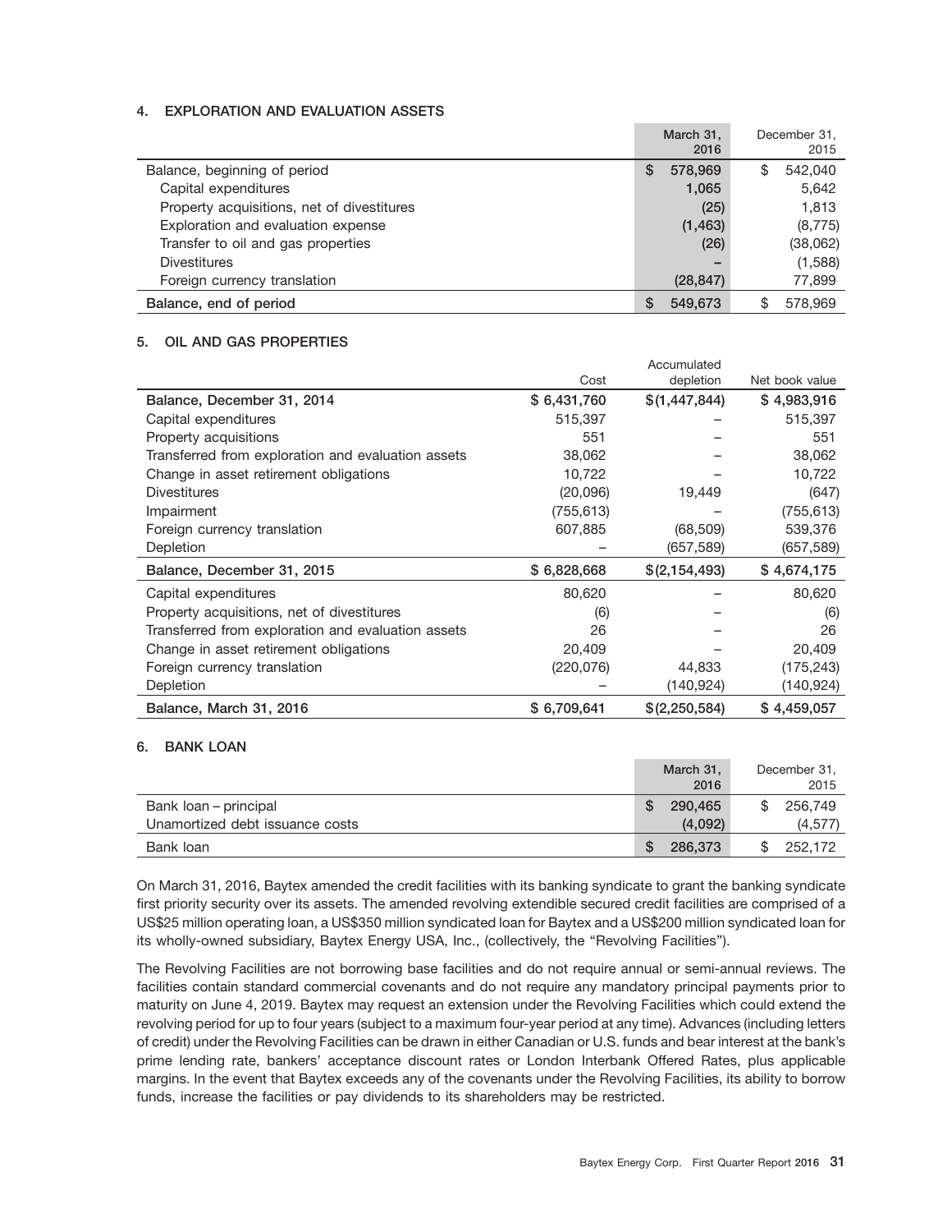## 4. EXPLORATION AND EVALUATION ASSETS

| | March 31, 2016 | December 31, 2015 |
|---|---|---|
| Balance, beginning of period | $ 578,969 | $ 542,040 |
| Capital expenditures | 1,065 | 5,642 |
| Property acquisitions, net of divestitures | (25) | 1,813 |
| Exploration and evaluation expense | (1,463) | (8,775) |
| Transfer to oil and gas properties | (26) | (38,062) |
| Divestitures | – | (1,588) |
| Foreign currency translation | (28,847) | 77,899 |
| **Balance, end of period** | $ 549,673 | $ 578,969 |

## 5. OIL AND GAS PROPERTIES

| | Cost | Accumulated depletion | Net book value |
|---|---|---|---|
| **Balance, December 31, 2014** | $ 6,431,760 | $(1,447,844) | $ 4,983,916 |
| Capital expenditures | 515,397 | – | 515,397 |
| Property acquisitions | 551 | – | 551 |
| Transferred from exploration and evaluation assets | 38,062 | – | 38,062 |
| Change in asset retirement obligations | 10,722 | – | 10,722 |
| Divestitures | (20,096) | 19,449 | (647) |
| Impairment | (755,613) | – | (755,613) |
| Foreign currency translation | 607,885 | (68,509) | 539,376 |
| Depletion | – | (657,589) | (657,589) |
| **Balance, December 31, 2015** | $ 6,828,668 | $(2,154,493) | $ 4,674,175 |
| Capital expenditures | 80,620 | – | 80,620 |
| Property acquisitions, net of divestitures | (6) | – | (6) |
| Transferred from exploration and evaluation assets | 26 | – | 26 |
| Change in asset retirement obligations | 20,409 | – | 20,409 |
| Foreign currency translation | (220,076) | 44,833 | (175,243) |
| Depletion | – | (140,924) | (140,924) |
| **Balance, March 31, 2016** | $ 6,709,641 | $(2,250,584) | $ 4,459,057 |

## 6. BANK LOAN

| | March 31, 2016 | December 31, 2015 |
|---|---|---|
| Bank loan – principal | $ 290,465 | $ 256,749 |
| Unamortized debt issuance costs | (4,092) | (4,577) |
| Bank loan | $ 286,373 | $ 252,172 |

On March 31, 2016, Baytex amended the credit facilities with its banking syndicate to grant the banking syndicate first priority security over its assets. The amended revolving extendible secured credit facilities are comprised of a US$25 million operating loan, a US$350 million syndicated loan for Baytex and a US$200 million syndicated loan for its wholly-owned subsidiary, Baytex Energy USA, Inc., (collectively, the "Revolving Facilities").

The Revolving Facilities are not borrowing base facilities and do not require annual or semi-annual reviews. The facilities contain standard commercial covenants and do not require any mandatory principal payments prior to maturity on June 4, 2019. Baytex may request an extension under the Revolving Facilities which could extend the revolving period for up to four years (subject to a maximum four-year period at any time). Advances (including letters of credit) under the Revolving Facilities can be drawn in either Canadian or U.S. funds and bear interest at the bank's prime lending rate, bankers' acceptance discount rates or London Interbank Offered Rates, plus applicable margins. In the event that Baytex exceeds any of the covenants under the Revolving Facilities, its ability to borrow funds, increase the facilities or pay dividends to its shareholders may be restricted.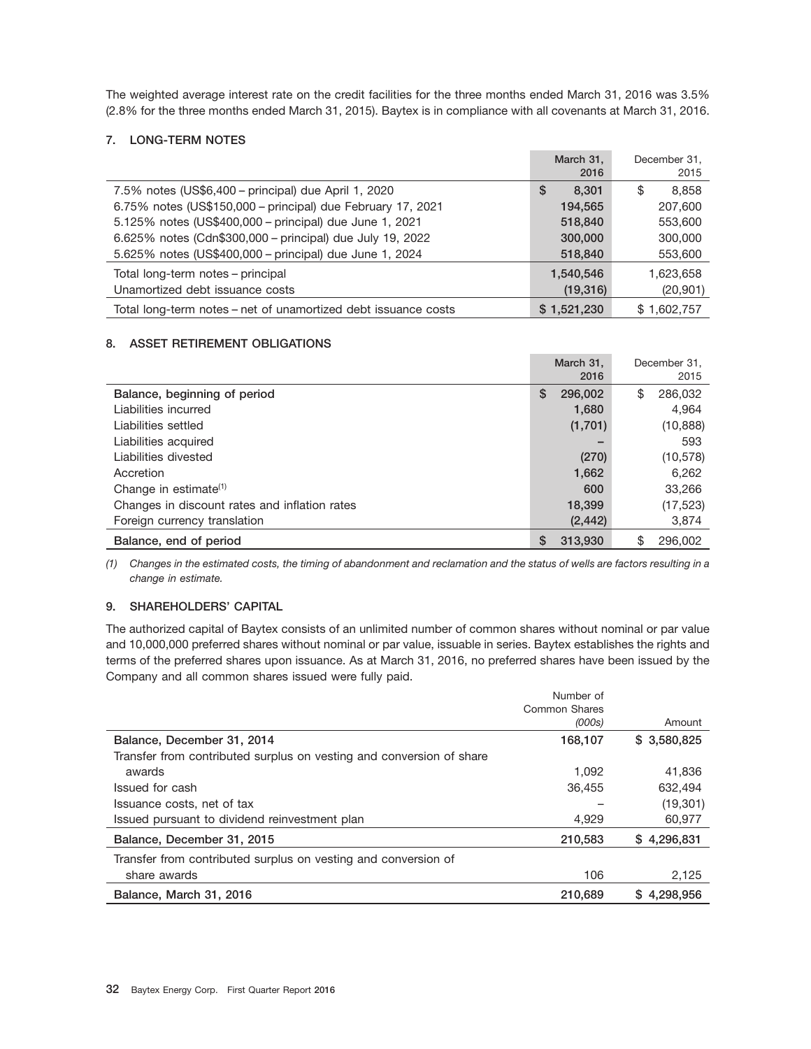The weighted average interest rate on the credit facilities for the three months ended March 31, 2016 was 3.5% (2.8% for the three months ended March 31, 2015). Baytex is in compliance with all covenants at March 31, 2016.

## 7. LONG-TERM NOTES

| | March 31, 2016 | December 31, 2015 |
|---|---|---|
| 7.5% notes (US$6,400 – principal) due April 1, 2020 | $ 8,301 | $ 8,858 |
| 6.75% notes (US$150,000 – principal) due February 17, 2021 | 194,565 | 207,600 |
| 5.125% notes (US$400,000 – principal) due June 1, 2021 | 518,840 | 553,600 |
| 6.625% notes (Cdn$300,000 – principal) due July 19, 2022 | 300,000 | 300,000 |
| 5.625% notes (US$400,000 – principal) due June 1, 2024 | 518,840 | 553,600 |
| Total long-term notes – principal | 1,540,546 | 1,623,658 |
| Unamortized debt issuance costs | (19,316) | (20,901) |
| Total long-term notes – net of unamortized debt issuance costs | $ 1,521,230 | $ 1,602,757 |

## 8. ASSET RETIREMENT OBLIGATIONS

| | March 31, 2016 | December 31, 2015 |
|---|---|---|
| **Balance, beginning of period** | $ 296,002 | $ 286,032 |
| Liabilities incurred | 1,680 | 4,964 |
| Liabilities settled | (1,701) | (10,888) |
| Liabilities acquired | – | 593 |
| Liabilities divested | (270) | (10,578) |
| Accretion | 1,662 | 6,262 |
| Change in estimate[(1)] | 600 | 33,266 |
| Changes in discount rates and inflation rates | 18,399 | (17,523) |
| Foreign currency translation | (2,442) | 3,874 |
| **Balance, end of period** | $ 313,930 | $ 296,002 |

*(1) Changes in the estimated costs, the timing of abandonment and reclamation and the status of wells are factors resulting in a change in estimate.*

## 9. SHAREHOLDERS' CAPITAL

The authorized capital of Baytex consists of an unlimited number of common shares without nominal or par value and 10,000,000 preferred shares without nominal or par value, issuable in series. Baytex establishes the rights and terms of the preferred shares upon issuance. As at March 31, 2016, no preferred shares have been issued by the Company and all common shares issued were fully paid.

| | Number of Common Shares *(000s)* | Amount |
|---|---|---|
| **Balance, December 31, 2014** | 168,107 | $ 3,580,825 |
| Transfer from contributed surplus on vesting and conversion of share awards | 1,092 | 41,836 |
| Issued for cash | 36,455 | 632,494 |
| Issuance costs, net of tax | – | (19,301) |
| Issued pursuant to dividend reinvestment plan | 4,929 | 60,977 |
| **Balance, December 31, 2015** | 210,583 | $ 4,296,831 |
| Transfer from contributed surplus on vesting and conversion of share awards | 106 | 2,125 |
| **Balance, March 31, 2016** | 210,689 | $ 4,298,956 |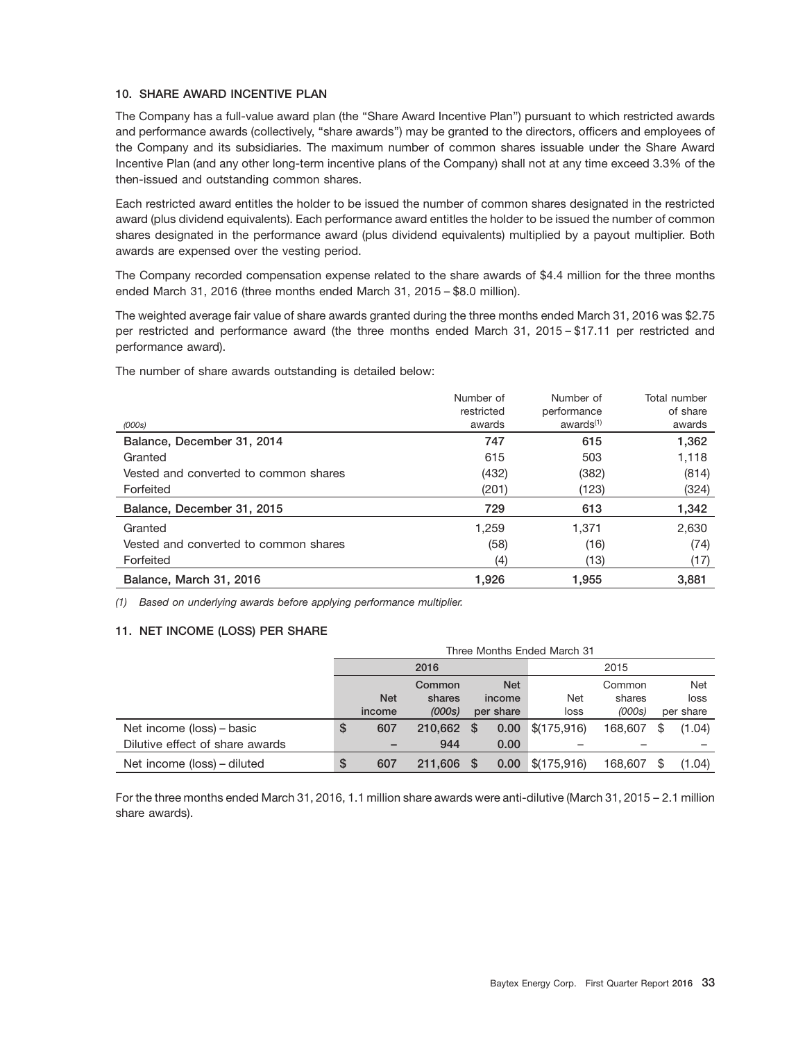### 10. SHARE AWARD INCENTIVE PLAN

The Company has a full-value award plan (the "Share Award Incentive Plan") pursuant to which restricted awards and performance awards (collectively, "share awards") may be granted to the directors, officers and employees of the Company and its subsidiaries. The maximum number of common shares issuable under the Share Award Incentive Plan (and any other long-term incentive plans of the Company) shall not at any time exceed 3.3% of the then-issued and outstanding common shares.

Each restricted award entitles the holder to be issued the number of common shares designated in the restricted award (plus dividend equivalents). Each performance award entitles the holder to be issued the number of common shares designated in the performance award (plus dividend equivalents) multiplied by a payout multiplier. Both awards are expensed over the vesting period.

The Company recorded compensation expense related to the share awards of $4.4 million for the three months ended March 31, 2016 (three months ended March 31, 2015 – $8.0 million).

The weighted average fair value of share awards granted during the three months ended March 31, 2016 was $2.75 per restricted and performance award (the three months ended March 31, 2015 – $17.11 per restricted and performance award).

The number of share awards outstanding is detailed below:

| *(000s)* | Number of restricted awards | Number of performance awards[1] | Total number of share awards |
|---|---|---|---|
| **Balance, December 31, 2014** | **747** | **615** | **1,362** |
| Granted | 615 | 503 | 1,118 |
| Vested and converted to common shares | (432) | (382) | (814) |
| Forfeited | (201) | (123) | (324) |
| **Balance, December 31, 2015** | **729** | **613** | **1,342** |
| Granted | 1,259 | 1,371 | 2,630 |
| Vested and converted to common shares | (58) | (16) | (74) |
| Forfeited | (4) | (13) | (17) |
| **Balance, March 31, 2016** | **1,926** | **1,955** | **3,881** |

*(1) Based on underlying awards before applying performance multiplier.*

### 11. NET INCOME (LOSS) PER SHARE

| | Three Months Ended March 31 | | | | | |
|---|---|---|---|---|---|---|
| | 2016 | | | 2015 | | |
| | **Net income** | **Common shares** *(000s)* | **Net income per share** | Net loss | Common shares *(000s)* | Net loss per share |
| Net income (loss) – basic | $ 607 | 210,662 | $ 0.00 | $(175,916) | 168,607 | $ (1.04) |
| Dilutive effect of share awards | – | 944 | 0.00 | – | – | – |
| Net income (loss) – diluted | $ 607 | 211,606 | $ 0.00 | $(175,916) | 168,607 | $ (1.04) |

For the three months ended March 31, 2016, 1.1 million share awards were anti-dilutive (March 31, 2015 – 2.1 million share awards).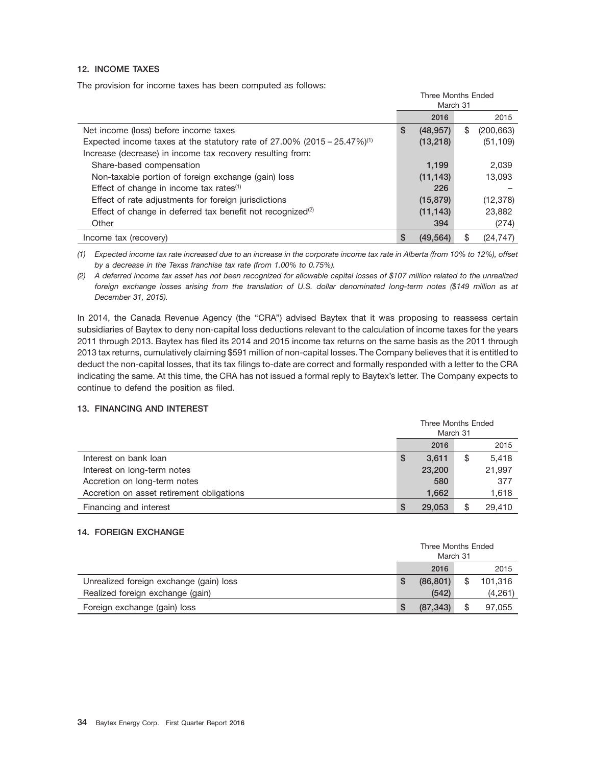## 12. INCOME TAXES

The provision for income taxes has been computed as follows:

| | Three Months Ended March 31 | |
|---|---|---|
| | 2016 | 2015 |
| Net income (loss) before income taxes | $ (48,957) | $ (200,663) |
| Expected income taxes at the statutory rate of 27.00% (2015 – 25.47%)[1] | (13,218) | (51,109) |
| Increase (decrease) in income tax recovery resulting from: | | |
| Share-based compensation | 1,199 | 2,039 |
| Non-taxable portion of foreign exchange (gain) loss | (11,143) | 13,093 |
| Effect of change in income tax rates[1] | 226 | – |
| Effect of rate adjustments for foreign jurisdictions | (15,879) | (12,378) |
| Effect of change in deferred tax benefit not recognized[2] | (11,143) | 23,882 |
| Other | 394 | (274) |
| Income tax (recovery) | $ (49,564) | $ (24,747) |

*(1) Expected income tax rate increased due to an increase in the corporate income tax rate in Alberta (from 10% to 12%), offset by a decrease in the Texas franchise tax rate (from 1.00% to 0.75%).*

*(2) A deferred income tax asset has not been recognized for allowable capital losses of $107 million related to the unrealized foreign exchange losses arising from the translation of U.S. dollar denominated long-term notes ($149 million as at December 31, 2015).*

In 2014, the Canada Revenue Agency (the "CRA") advised Baytex that it was proposing to reassess certain subsidiaries of Baytex to deny non-capital loss deductions relevant to the calculation of income taxes for the years 2011 through 2013. Baytex has filed its 2014 and 2015 income tax returns on the same basis as the 2011 through 2013 tax returns, cumulatively claiming $591 million of non-capital losses. The Company believes that it is entitled to deduct the non-capital losses, that its tax filings to-date are correct and formally responded with a letter to the CRA indicating the same. At this time, the CRA has not issued a formal reply to Baytex's letter. The Company expects to continue to defend the position as filed.

## 13. FINANCING AND INTEREST

| | Three Months Ended March 31 | |
|---|---|---|
| | 2016 | 2015 |
| Interest on bank loan | $ 3,611 | $ 5,418 |
| Interest on long-term notes | 23,200 | 21,997 |
| Accretion on long-term notes | 580 | 377 |
| Accretion on asset retirement obligations | 1,662 | 1,618 |
| Financing and interest | $ 29,053 | $ 29,410 |

## 14. FOREIGN EXCHANGE

| | Three Months Ended March 31 | |
|---|---|---|
| | 2016 | 2015 |
| Unrealized foreign exchange (gain) loss | $ (86,801) | $ 101,316 |
| Realized foreign exchange (gain) | (542) | (4,261) |
| Foreign exchange (gain) loss | $ (87,343) | $ 97,055 |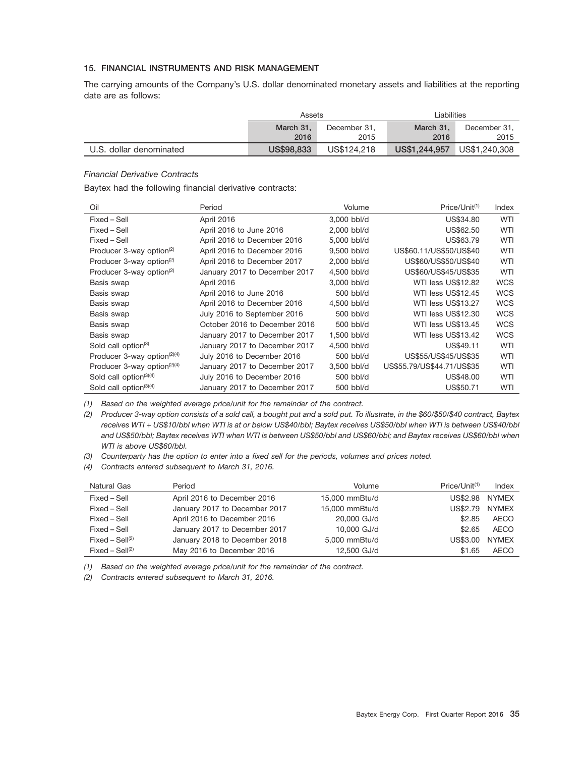## 15. FINANCIAL INSTRUMENTS AND RISK MANAGEMENT

The carrying amounts of the Company's U.S. dollar denominated monetary assets and liabilities at the reporting date are as follows:

| | Assets | | Liabilities | |
|---|---|---|---|---|
| | **March 31, 2016** | December 31, 2015 | **March 31, 2016** | December 31, 2015 |
| U.S. dollar denominated | **US$98,833** | US$124,218 | **US$1,244,957** | US$1,240,308 |

*Financial Derivative Contracts*

Baytex had the following financial derivative contracts:

| Oil | Period | Volume | Price/Unit(1) | Index |
|---|---|---|---|---|
| Fixed – Sell | April 2016 | 3,000 bbl/d | US$34.80 | WTI |
| Fixed – Sell | April 2016 to June 2016 | 2,000 bbl/d | US$62.50 | WTI |
| Fixed – Sell | April 2016 to December 2016 | 5,000 bbl/d | US$63.79 | WTI |
| Producer 3-way option(2) | April 2016 to December 2016 | 9,500 bbl/d | US$60.11/US$50/US$40 | WTI |
| Producer 3-way option(2) | April 2016 to December 2017 | 2,000 bbl/d | US$60/US$50/US$40 | WTI |
| Producer 3-way option(2) | January 2017 to December 2017 | 4,500 bbl/d | US$60/US$45/US$35 | WTI |
| Basis swap | April 2016 | 3,000 bbl/d | WTI less US$12.82 | WCS |
| Basis swap | April 2016 to June 2016 | 500 bbl/d | WTI less US$12.45 | WCS |
| Basis swap | April 2016 to December 2016 | 4,500 bbl/d | WTI less US$13.27 | WCS |
| Basis swap | July 2016 to September 2016 | 500 bbl/d | WTI less US$12.30 | WCS |
| Basis swap | October 2016 to December 2016 | 500 bbl/d | WTI less US$13.45 | WCS |
| Basis swap | January 2017 to December 2017 | 1,500 bbl/d | WTI less US$13.42 | WCS |
| Sold call option(3) | January 2017 to December 2017 | 4,500 bbl/d | US$49.11 | WTI |
| Producer 3-way option(2)(4) | July 2016 to December 2016 | 500 bbl/d | US$55/US$45/US$35 | WTI |
| Producer 3-way option(2)(4) | January 2017 to December 2017 | 3,500 bbl/d | US$55.79/US$44.71/US$35 | WTI |
| Sold call option(3)(4) | July 2016 to December 2016 | 500 bbl/d | US$48.00 | WTI |
| Sold call option(3)(4) | January 2017 to December 2017 | 500 bbl/d | US$50.71 | WTI |

*(1) Based on the weighted average price/unit for the remainder of the contract.*

*(2) Producer 3-way option consists of a sold call, a bought put and a sold put. To illustrate, in the $60/$50/$40 contract, Baytex receives WTI + US$10/bbl when WTI is at or below US$40/bbl; Baytex receives US$50/bbl when WTI is between US$40/bbl and US$50/bbl; Baytex receives WTI when WTI is between US$50/bbl and US$60/bbl; and Baytex receives US$60/bbl when WTI is above US$60/bbl.*

*(3) Counterparty has the option to enter into a fixed sell for the periods, volumes and prices noted.*

*(4) Contracts entered subsequent to March 31, 2016.*

| Natural Gas | Period | Volume | Price/Unit(1) | Index |
|---|---|---|---|---|
| Fixed – Sell | April 2016 to December 2016 | 15,000 mmBtu/d | US$2.98 | NYMEX |
| Fixed – Sell | January 2017 to December 2017 | 15,000 mmBtu/d | US$2.79 | NYMEX |
| Fixed – Sell | April 2016 to December 2016 | 20,000 GJ/d | $2.85 | AECO |
| Fixed – Sell | January 2017 to December 2017 | 10,000 GJ/d | $2.65 | AECO |
| Fixed – Sell(2) | January 2018 to December 2018 | 5,000 mmBtu/d | US$3.00 | NYMEX |
| Fixed – Sell(2) | May 2016 to December 2016 | 12,500 GJ/d | $1.65 | AECO |

*(1) Based on the weighted average price/unit for the remainder of the contract.*

*(2) Contracts entered subsequent to March 31, 2016.*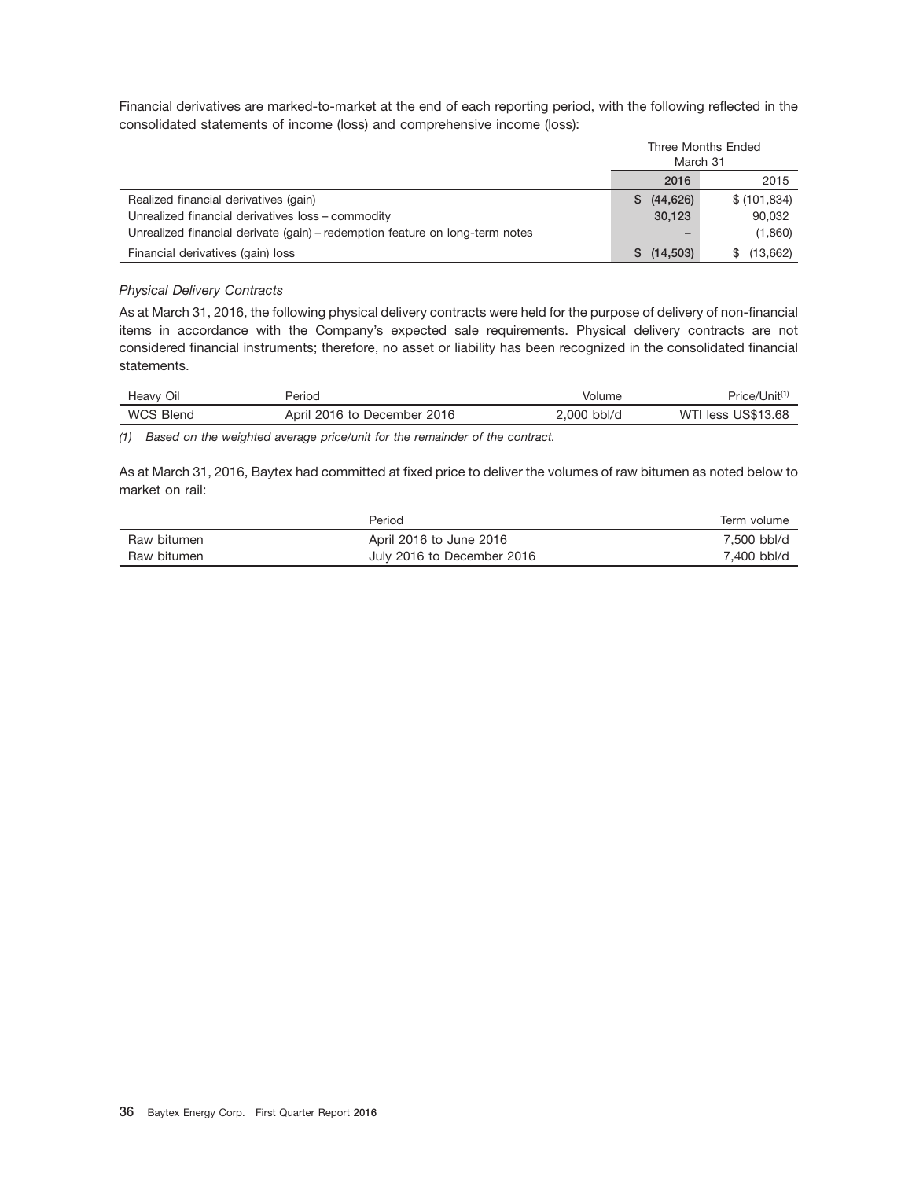Financial derivatives are marked-to-market at the end of each reporting period, with the following reflected in the consolidated statements of income (loss) and comprehensive income (loss):

| | Three Months Ended March 31 | |
|---|---|---|
| | **2016** | 2015 |
| Realized financial derivatives (gain) | **$ (44,626)** | $ (101,834) |
| Unrealized financial derivatives loss – commodity | **30,123** | 90,032 |
| Unrealized financial derivate (gain) – redemption feature on long-term notes | **–** | (1,860) |
| Financial derivatives (gain) loss | **$ (14,503)** | $ (13,662) |

*Physical Delivery Contracts*

As at March 31, 2016, the following physical delivery contracts were held for the purpose of delivery of non-financial items in accordance with the Company's expected sale requirements. Physical delivery contracts are not considered financial instruments; therefore, no asset or liability has been recognized in the consolidated financial statements.

| Heavy Oil | Period | Volume | Price/Unit[1] |
|---|---|---|---|
| WCS Blend | April 2016 to December 2016 | 2,000 bbl/d | WTI less US$13.68 |

*(1) Based on the weighted average price/unit for the remainder of the contract.*

As at March 31, 2016, Baytex had committed at fixed price to deliver the volumes of raw bitumen as noted below to market on rail:

| | Period | Term volume |
|---|---|---|
| Raw bitumen | April 2016 to June 2016 | 7,500 bbl/d |
| Raw bitumen | July 2016 to December 2016 | 7,400 bbl/d |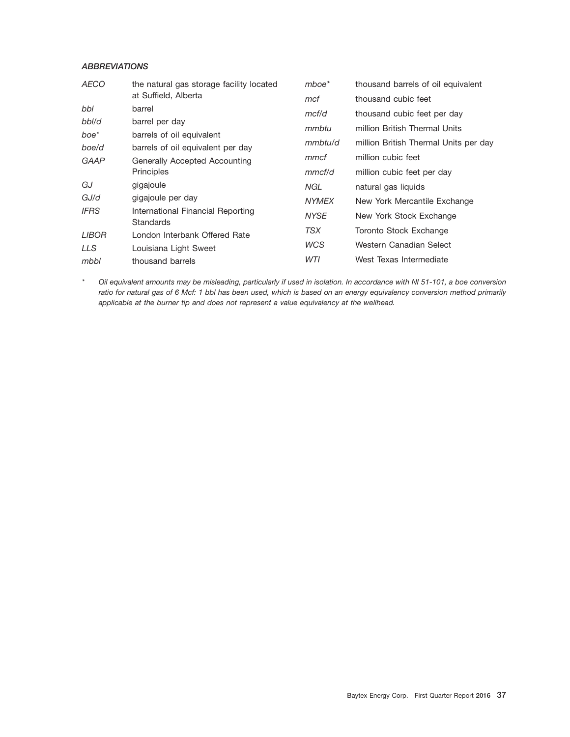### *ABBREVIATIONS*

| | |
|---|---|
| *AECO* | the natural gas storage facility located at Suffield, Alberta |
| *bbl* | barrel |
| *bbl/d* | barrel per day |
| *boe** | barrels of oil equivalent |
| *boe/d* | barrels of oil equivalent per day |
| *GAAP* | Generally Accepted Accounting Principles |
| *GJ* | gigajoule |
| *GJ/d* | gigajoule per day |
| *IFRS* | International Financial Reporting Standards |
| *LIBOR* | London Interbank Offered Rate |
| *LLS* | Louisiana Light Sweet |
| *mbbl* | thousand barrels |
| *mboe** | thousand barrels of oil equivalent |
| *mcf* | thousand cubic feet |
| *mcf/d* | thousand cubic feet per day |
| *mmbtu* | million British Thermal Units |
| *mmbtu/d* | million British Thermal Units per day |
| *mmcf* | million cubic feet |
| *mmcf/d* | million cubic feet per day |
| *NGL* | natural gas liquids |
| *NYMEX* | New York Mercantile Exchange |
| *NYSE* | New York Stock Exchange |
| *TSX* | Toronto Stock Exchange |
| *WCS* | Western Canadian Select |
| *WTI* | West Texas Intermediate |

\* *Oil equivalent amounts may be misleading, particularly if used in isolation. In accordance with NI 51-101, a boe conversion ratio for natural gas of 6 Mcf: 1 bbl has been used, which is based on an energy equivalency conversion method primarily applicable at the burner tip and does not represent a value equivalency at the wellhead.*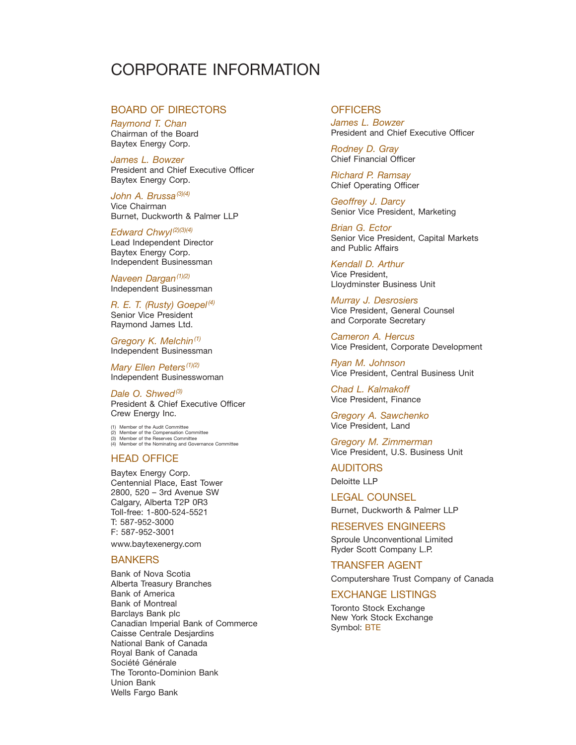# CORPORATE INFORMATION

## BOARD OF DIRECTORS

*Raymond T. Chan*
Chairman of the Board
Baytex Energy Corp.

*James L. Bowzer*
President and Chief Executive Officer
Baytex Energy Corp.

*John A. Brussa*[(3)(4)]
Vice Chairman
Burnet, Duckworth & Palmer LLP

*Edward Chwyl*[(2)(3)(4)]
Lead Independent Director
Baytex Energy Corp.
Independent Businessman

*Naveen Dargan*[(1)(2)]
Independent Businessman

*R. E. T. (Rusty) Goepel*[(4)]
Senior Vice President
Raymond James Ltd.

*Gregory K. Melchin*[(1)]
Independent Businessman

*Mary Ellen Peters*[(1)(2)]
Independent Businesswoman

*Dale O. Shwed*[(3)]
President & Chief Executive Officer
Crew Energy Inc.

(1) Member of the Audit Committee
(2) Member of the Compensation Committee
(3) Member of the Reserves Committee
(4) Member of the Nominating and Governance Committee

## HEAD OFFICE

Baytex Energy Corp.
Centennial Place, East Tower
2800, 520 – 3rd Avenue SW
Calgary, Alberta T2P 0R3
Toll-free: 1-800-524-5521
T: 587-952-3000
F: 587-952-3001

www.baytexenergy.com

## BANKERS

Bank of Nova Scotia
Alberta Treasury Branches
Bank of America
Bank of Montreal
Barclays Bank plc
Canadian Imperial Bank of Commerce
Caisse Centrale Desjardins
National Bank of Canada
Royal Bank of Canada
Société Générale
The Toronto-Dominion Bank
Union Bank
Wells Fargo Bank

## OFFICERS

*James L. Bowzer*
President and Chief Executive Officer

*Rodney D. Gray*
Chief Financial Officer

*Richard P. Ramsay*
Chief Operating Officer

*Geoffrey J. Darcy*
Senior Vice President, Marketing

*Brian G. Ector*
Senior Vice President, Capital Markets and Public Affairs

*Kendall D. Arthur*
Vice President,
Lloydminster Business Unit

*Murray J. Desrosiers*
Vice President, General Counsel and Corporate Secretary

*Cameron A. Hercus*
Vice President, Corporate Development

*Ryan M. Johnson*
Vice President, Central Business Unit

*Chad L. Kalmakoff*
Vice President, Finance

*Gregory A. Sawchenko*
Vice President, Land

*Gregory M. Zimmerman*
Vice President, U.S. Business Unit

## AUDITORS

Deloitte LLP

## LEGAL COUNSEL

Burnet, Duckworth & Palmer LLP

## RESERVES ENGINEERS

Sproule Unconventional Limited
Ryder Scott Company L.P.

## TRANSFER AGENT

Computershare Trust Company of Canada

## EXCHANGE LISTINGS

Toronto Stock Exchange
New York Stock Exchange
Symbol: BTE